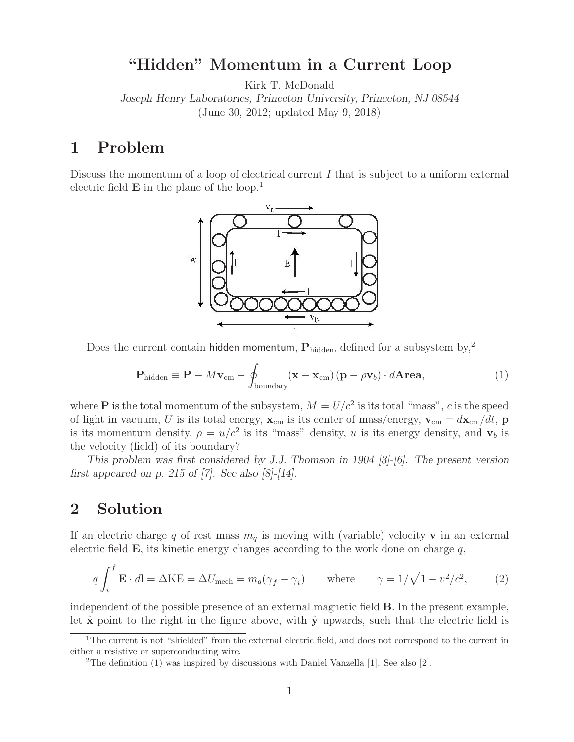# “Hidden” Momentum in a Current Loop

Kirk T. McDonald

*Joseph Henry Laboratories, Princeton University, Princeton, NJ 08544*

(June 30, 2012; updated May 9, 2018)

## 1 Problem

Discuss the momentum of a loop of electrical current $I$ that is subject to a uniform external electric field $\mathbf{E}$ in the plane of the loop.[1]

Does the current contain hidden momentum, $\mathbf{P}_{\rm hidden}$, defined for a subsystem by,[2]

$$\mathbf{P}_{\rm hidden} \equiv \mathbf{P} - M\mathbf{v}_{\rm cm} - \oint_{\rm boundary} (\mathbf{x} - \mathbf{x}_{\rm cm})\,(\mathbf{p} - \rho\mathbf{v}_b) \cdot d\mathbf{Area}, \tag{1}$$

where $\mathbf{P}$ is the total momentum of the subsystem, $M = U/c^2$ is its total “mass”, $c$ is the speed of light in vacuum, $U$ is its total energy, $\mathbf{x}_{\rm cm}$ is its center of mass/energy, $\mathbf{v}_{\rm cm} = d\mathbf{x}_{\rm cm}/dt$, $\mathbf{p}$ is its momentum density, $\rho = u/c^2$ is its “mass” density, $u$ is its energy density, and $\mathbf{v}_b$ is the velocity (field) of its boundary?

*This problem was first considered by J.J. Thomson in 1904 [3]-[6]. The present version first appeared on p. 215 of [7]. See also [8]-[14].*

## 2 Solution

If an electric charge $q$ of rest mass $m_q$ is moving with (variable) velocity $\mathbf{v}$ in an external electric field $\mathbf{E}$, its kinetic energy changes according to the work done on charge $q$,

$$q\int_i^f \mathbf{E} \cdot d\mathbf{l} = \Delta{\rm KE} = \Delta U_{\rm mech} = m_q(\gamma_f - \gamma_i) \qquad \text{where} \qquad \gamma = 1/\sqrt{1 - v^2/c^2}, \tag{2}$$

independent of the possible presence of an external magnetic field $\mathbf{B}$. In the present example, let $\hat{\mathbf{x}}$ point to the right in the figure above, with $\hat{\mathbf{y}}$ upwards, such that the electric field is

[1] The current is not “shielded” from the external electric field, and does not correspond to the current in either a resistive or superconducting wire.

[2] The definition (1) was inspired by discussions with Daniel Vanzella [1]. See also [2].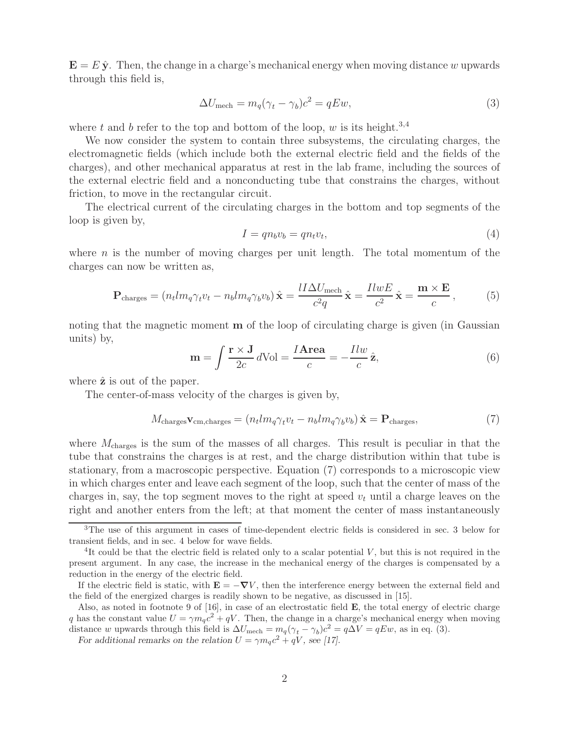$\mathbf{E} = E\,\hat{\mathbf{y}}$. Then, the change in a charge's mechanical energy when moving distance $w$ upwards through this field is,

$$\Delta U_{\rm mech} = m_q(\gamma_t - \gamma_b)c^2 = qEw, \tag{3}$$

where $t$ and $b$ refer to the top and bottom of the loop, $w$ is its height.[3,4]

We now consider the system to contain three subsystems, the circulating charges, the electromagnetic fields (which include both the external electric field and the fields of the charges), and other mechanical apparatus at rest in the lab frame, including the sources of the external electric field and a nonconducting tube that constrains the charges, without friction, to move in the rectangular circuit.

The electrical current of the circulating charges in the bottom and top segments of the loop is given by,

$$I = qn_b v_b = qn_t v_t, \tag{4}$$

where $n$ is the number of moving charges per unit length. The total momentum of the charges can now be written as,

$$\mathbf{P}_{\rm charges} = (n_t l m_q \gamma_t v_t - n_b l m_q \gamma_b v_b)\,\hat{\mathbf{x}} = \frac{lI\Delta U_{\rm mech}}{c^2 q}\,\hat{\mathbf{x}} = \frac{IlwE}{c^2}\,\hat{\mathbf{x}} = \frac{\mathbf{m}\times\mathbf{E}}{c}\,, \tag{5}$$

noting that the magnetic moment $\mathbf{m}$ of the loop of circulating charge is given (in Gaussian units) by,

$$\mathbf{m} = \int \frac{\mathbf{r}\times\mathbf{J}}{2c}\,d\mathrm{Vol} = \frac{I\,\mathbf{Area}}{c} = -\frac{Ilw}{c}\,\hat{\mathbf{z}}, \tag{6}$$

where $\hat{\mathbf{z}}$ is out of the paper.

The center-of-mass velocity of the charges is given by,

$$M_{\rm charges}\mathbf{v}_{\rm cm,charges} = (n_t l m_q \gamma_t v_t - n_b l m_q \gamma_b v_b)\,\hat{\mathbf{x}} = \mathbf{P}_{\rm charges}, \tag{7}$$

where $M_{\rm charges}$ is the sum of the masses of all charges. This result is peculiar in that the tube that constrains the charges is at rest, and the charge distribution within that tube is stationary, from a macroscopic perspective. Equation (7) corresponds to a microscopic view in which charges enter and leave each segment of the loop, such that the center of mass of the charges in, say, the top segment moves to the right at speed $v_t$ until a charge leaves on the right and another enters from the left; at that moment the center of mass instantaneously

[3] The use of this argument in cases of time-dependent electric fields is considered in sec. 3 below for transient fields, and in sec. 4 below for wave fields.

[4] It could be that the electric field is related only to a scalar potential $V$, but this is not required in the present argument. In any case, the increase in the mechanical energy of the charges is compensated by a reduction in the energy of the electric field.

If the electric field is static, with $\mathbf{E} = -\boldsymbol{\nabla}V$, then the interference energy between the external field and the field of the energized charges is readily shown to be negative, as discussed in [15].

Also, as noted in footnote 9 of [16], in case of an electrostatic field $\mathbf{E}$, the total energy of electric charge $q$ has the constant value $U = \gamma m_q c^2 + qV$. Then, the change in a charge's mechanical energy when moving distance $w$ upwards through this field is $\Delta U_{\rm mech} = m_q(\gamma_t - \gamma_b)c^2 = q\Delta V = qEw$, as in eq. (3).

*For additional remarks on the relation $U = \gamma m_q c^2 + qV$, see [17].*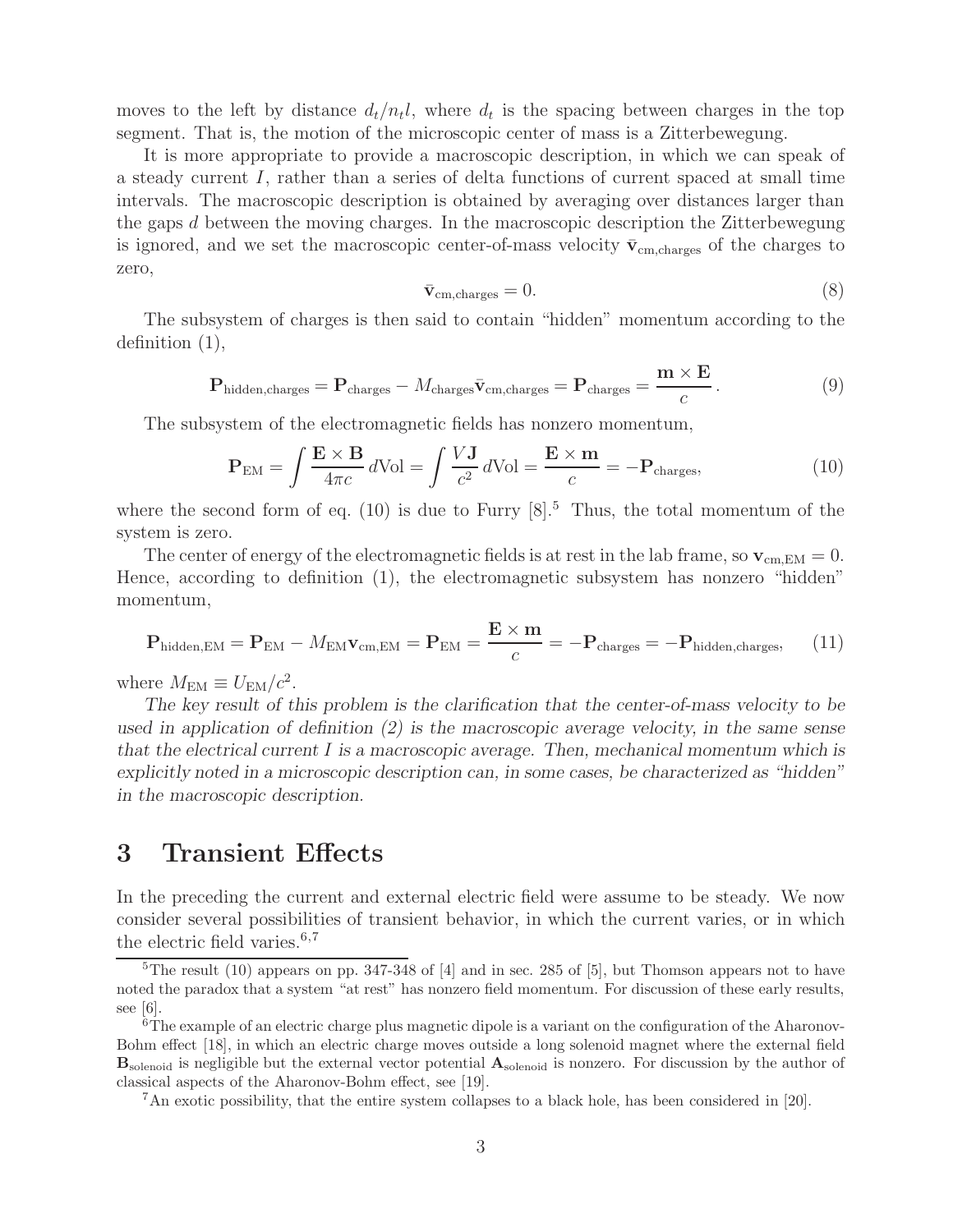moves to the left by distance $d_t/n_t l$, where $d_t$ is the spacing between charges in the top segment. That is, the motion of the microscopic center of mass is a Zitterbewegung.

It is more appropriate to provide a macroscopic description, in which we can speak of a steady current $I$, rather than a series of delta functions of current spaced at small time intervals. The macroscopic description is obtained by averaging over distances larger than the gaps $d$ between the moving charges. In the macroscopic description the Zitterbewegung is ignored, and we set the macroscopic center-of-mass velocity $\bar{\mathbf{v}}_{\rm cm,charges}$ of the charges to zero,

$$\bar{\mathbf{v}}_{\rm cm,charges} = 0. \tag{8}$$

The subsystem of charges is then said to contain "hidden" momentum according to the definition (1),

$$\mathbf{P}_{\rm hidden,charges} = \mathbf{P}_{\rm charges} - M_{\rm charges}\bar{\mathbf{v}}_{\rm cm,charges} = \mathbf{P}_{\rm charges} = \frac{\mathbf{m}\times\mathbf{E}}{c}. \tag{9}$$

The subsystem of the electromagnetic fields has nonzero momentum,

$$\mathbf{P}_{\rm EM} = \int \frac{\mathbf{E}\times\mathbf{B}}{4\pi c}\, d{\rm Vol} = \int \frac{V\mathbf{J}}{c^2}\, d{\rm Vol} = \frac{\mathbf{E}\times\mathbf{m}}{c} = -\mathbf{P}_{\rm charges}, \tag{10}$$

where the second form of eq. (10) is due to Furry [8].[5] Thus, the total momentum of the system is zero.

The center of energy of the electromagnetic fields is at rest in the lab frame, so $\mathbf{v}_{\rm cm,EM} = 0$. Hence, according to definition (1), the electromagnetic subsystem has nonzero "hidden" momentum,

$$\mathbf{P}_{\rm hidden,EM} = \mathbf{P}_{\rm EM} - M_{\rm EM}\mathbf{v}_{\rm cm,EM} = \mathbf{P}_{\rm EM} = \frac{\mathbf{E}\times\mathbf{m}}{c} = -\mathbf{P}_{\rm charges} = -\mathbf{P}_{\rm hidden,charges}, \tag{11}$$

where $M_{\rm EM} \equiv U_{\rm EM}/c^2$.

*The key result of this problem is the clarification that the center-of-mass velocity to be used in application of definition (2) is the macroscopic average velocity, in the same sense that the electrical current $I$ is a macroscopic average. Then, mechanical momentum which is explicitly noted in a microscopic description can, in some cases, be characterized as "hidden" in the macroscopic description.*

## 3 Transient Effects

In the preceding the current and external electric field were assume to be steady. We now consider several possibilities of transient behavior, in which the current varies, or in which the electric field varies.[6,7]

[5] The result (10) appears on pp. 347-348 of [4] and in sec. 285 of [5], but Thomson appears not to have noted the paradox that a system "at rest" has nonzero field momentum. For discussion of these early results, see [6].

[6] The example of an electric charge plus magnetic dipole is a variant on the configuration of the Aharonov-Bohm effect [18], in which an electric charge moves outside a long solenoid magnet where the external field $\mathbf{B}_{\rm solenoid}$ is negligible but the external vector potential $\mathbf{A}_{\rm solenoid}$ is nonzero. For discussion by the author of classical aspects of the Aharonov-Bohm effect, see [19].

[7] An exotic possibility, that the entire system collapses to a black hole, has been considered in [20].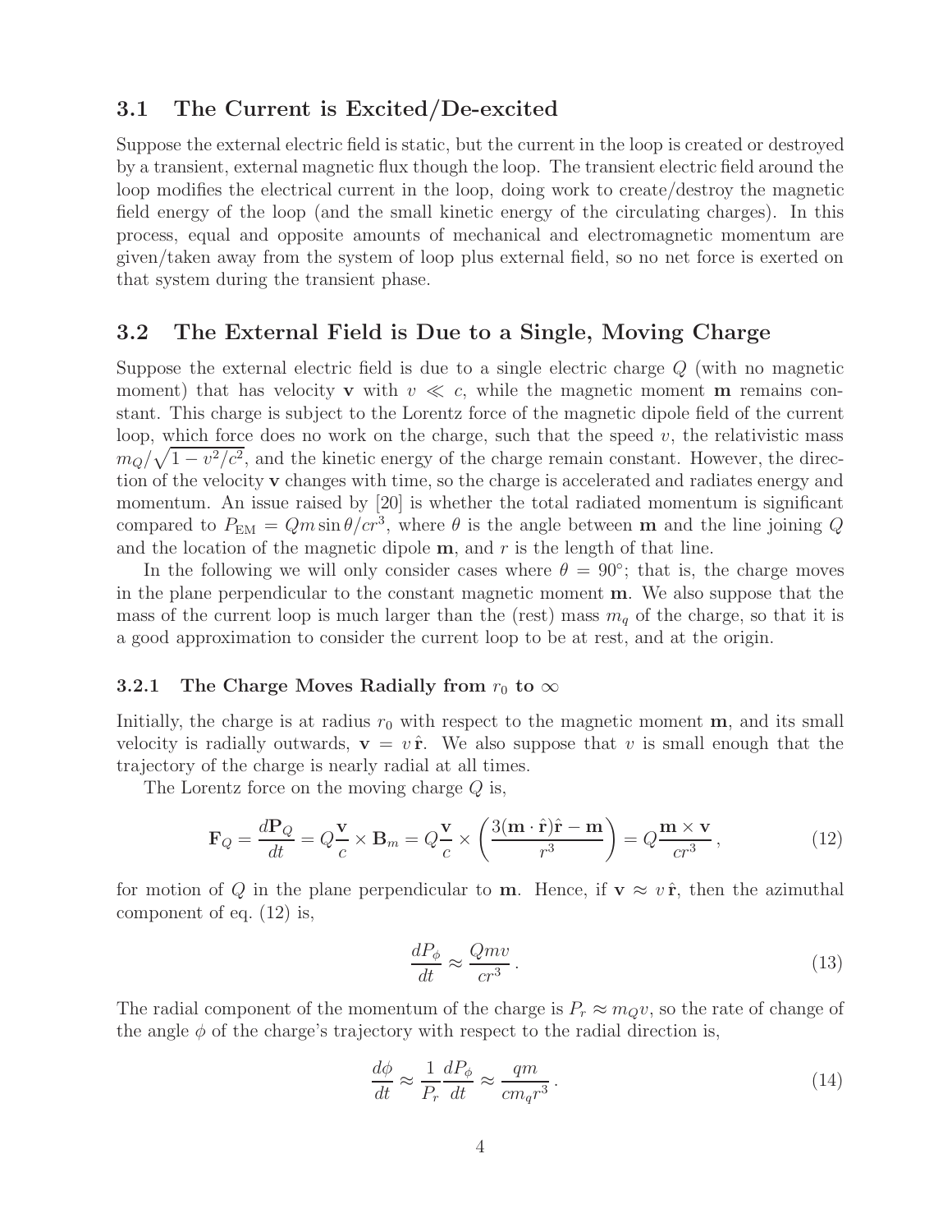### 3.1 The Current is Excited/De-excited

Suppose the external electric field is static, but the current in the loop is created or destroyed by a transient, external magnetic flux though the loop. The transient electric field around the loop modifies the electrical current in the loop, doing work to create/destroy the magnetic field energy of the loop (and the small kinetic energy of the circulating charges). In this process, equal and opposite amounts of mechanical and electromagnetic momentum are given/taken away from the system of loop plus external field, so no net force is exerted on that system during the transient phase.

### 3.2 The External Field is Due to a Single, Moving Charge

Suppose the external electric field is due to a single electric charge $Q$ (with no magnetic moment) that has velocity $\mathbf{v}$ with $v \ll c$, while the magnetic moment $\mathbf{m}$ remains constant. This charge is subject to the Lorentz force of the magnetic dipole field of the current loop, which force does no work on the charge, such that the speed $v$, the relativistic mass $m_Q/\sqrt{1 - v^2/c^2}$, and the kinetic energy of the charge remain constant. However, the direction of the velocity $\mathbf{v}$ changes with time, so the charge is accelerated and radiates energy and momentum. An issue raised by [20] is whether the total radiated momentum is significant compared to $P_{\rm EM} = Qm \sin\theta / cr^3$, where $\theta$ is the angle between $\mathbf{m}$ and the line joining $Q$ and the location of the magnetic dipole $\mathbf{m}$, and $r$ is the length of that line.

In the following we will only consider cases where $\theta = 90°$; that is, the charge moves in the plane perpendicular to the constant magnetic moment $\mathbf{m}$. We also suppose that the mass of the current loop is much larger than the (rest) mass $m_q$ of the charge, so that it is a good approximation to consider the current loop to be at rest, and at the origin.

#### 3.2.1 The Charge Moves Radially from $r_0$ to $\infty$

Initially, the charge is at radius $r_0$ with respect to the magnetic moment $\mathbf{m}$, and its small velocity is radially outwards, $\mathbf{v} = v\,\hat{\mathbf{r}}$. We also suppose that $v$ is small enough that the trajectory of the charge is nearly radial at all times.

The Lorentz force on the moving charge $Q$ is,

$$\mathbf{F}_Q = \frac{d\mathbf{P}_Q}{dt} = Q\frac{\mathbf{v}}{c} \times \mathbf{B}_m = Q\frac{\mathbf{v}}{c} \times \left( \frac{3(\mathbf{m} \cdot \hat{\mathbf{r}})\hat{\mathbf{r}} - \mathbf{m}}{r^3} \right) = Q\frac{\mathbf{m} \times \mathbf{v}}{cr^3}\,, \tag{12}$$

for motion of $Q$ in the plane perpendicular to $\mathbf{m}$. Hence, if $\mathbf{v} \approx v\,\hat{\mathbf{r}}$, then the azimuthal component of eq. (12) is,

$$\frac{dP_\phi}{dt} \approx \frac{Qmv}{cr^3}\,. \tag{13}$$

The radial component of the momentum of the charge is $P_r \approx m_Q v$, so the rate of change of the angle $\phi$ of the charge's trajectory with respect to the radial direction is,

$$\frac{d\phi}{dt} \approx \frac{1}{P_r}\frac{dP_\phi}{dt} \approx \frac{qm}{cm_q r^3}\,. \tag{14}$$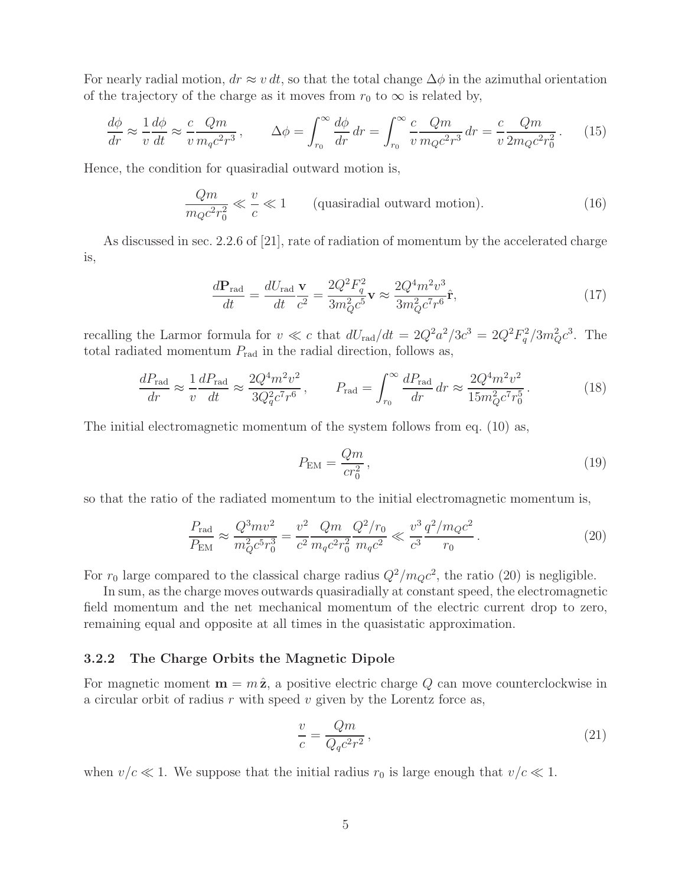For nearly radial motion, $dr \approx v\, dt$, so that the total change $\Delta\phi$ in the azimuthal orientation of the trajectory of the charge as it moves from $r_0$ to $\infty$ is related by,

$$\frac{d\phi}{dr} \approx \frac{1}{v}\frac{d\phi}{dt} \approx \frac{c}{v}\frac{Qm}{m_q c^2 r^3}\,, \qquad \Delta\phi = \int_{r_0}^{\infty} \frac{d\phi}{dr}\, dr = \int_{r_0}^{\infty} \frac{c}{v}\frac{Qm}{m_Q c^2 r^3}\, dr = \frac{c}{v}\frac{Qm}{2m_Q c^2 r_0^2}\,. \tag{15}$$

Hence, the condition for quasiradial outward motion is,

$$\frac{Qm}{m_Q c^2 r_0^2} \ll \frac{v}{c} \ll 1 \qquad \text{(quasiradial outward motion)}. \tag{16}$$

As discussed in sec. 2.2.6 of [21], rate of radiation of momentum by the accelerated charge is,

$$\frac{d\mathbf{P}_{\rm rad}}{dt} = \frac{dU_{\rm rad}}{dt}\frac{\mathbf{v}}{c^2} = \frac{2Q^2 F_q^2}{3m_Q^2 c^5}\mathbf{v} \approx \frac{2Q^4 m^2 v^3}{3m_Q^2 c^7 r^6}\hat{\mathbf{r}}, \tag{17}$$

recalling the Larmor formula for $v \ll c$ that $dU_{\rm rad}/dt = 2Q^2 a^2/3c^3 = 2Q^2 F_q^2/3m_Q^2 c^3$. The total radiated momentum $P_{\rm rad}$ in the radial direction, follows as,

$$\frac{dP_{\rm rad}}{dr} \approx \frac{1}{v}\frac{dP_{\rm rad}}{dt} \approx \frac{2Q^4 m^2 v^2}{3Q_q^2 c^7 r^6}\,, \qquad P_{\rm rad} = \int_{r_0}^{\infty} \frac{dP_{\rm rad}}{dr}\, dr \approx \frac{2Q^4 m^2 v^2}{15m_Q^2 c^7 r_0^5}\,. \tag{18}$$

The initial electromagnetic momentum of the system follows from eq. (10) as,

$$P_{\rm EM} = \frac{Qm}{cr_0^2}\,, \tag{19}$$

so that the ratio of the radiated momentum to the initial electromagnetic momentum is,

$$\frac{P_{\rm rad}}{P_{\rm EM}} \approx \frac{Q^3 m v^2}{m_Q^2 c^5 r_0^3} = \frac{v^2}{c^2}\frac{Qm}{m_q c^2 r_0^2}\frac{Q^2/r_0}{m_q c^2} \ll \frac{v^3}{c^3}\frac{q^2/m_Q c^2}{r_0}\,. \tag{20}$$

For $r_0$ large compared to the classical charge radius $Q^2/m_Q c^2$, the ratio (20) is negligible.

In sum, as the charge moves outwards quasiradially at constant speed, the electromagnetic field momentum and the net mechanical momentum of the electric current drop to zero, remaining equal and opposite at all times in the quasistatic approximation.

### 3.2.2 The Charge Orbits the Magnetic Dipole

For magnetic moment $\mathbf{m} = m\,\hat{\mathbf{z}}$, a positive electric charge $Q$ can move counterclockwise in a circular orbit of radius $r$ with speed $v$ given by the Lorentz force as,

$$\frac{v}{c} = \frac{Qm}{Q_q c^2 r^2}\,, \tag{21}$$

when $v/c \ll 1$. We suppose that the initial radius $r_0$ is large enough that $v/c \ll 1$.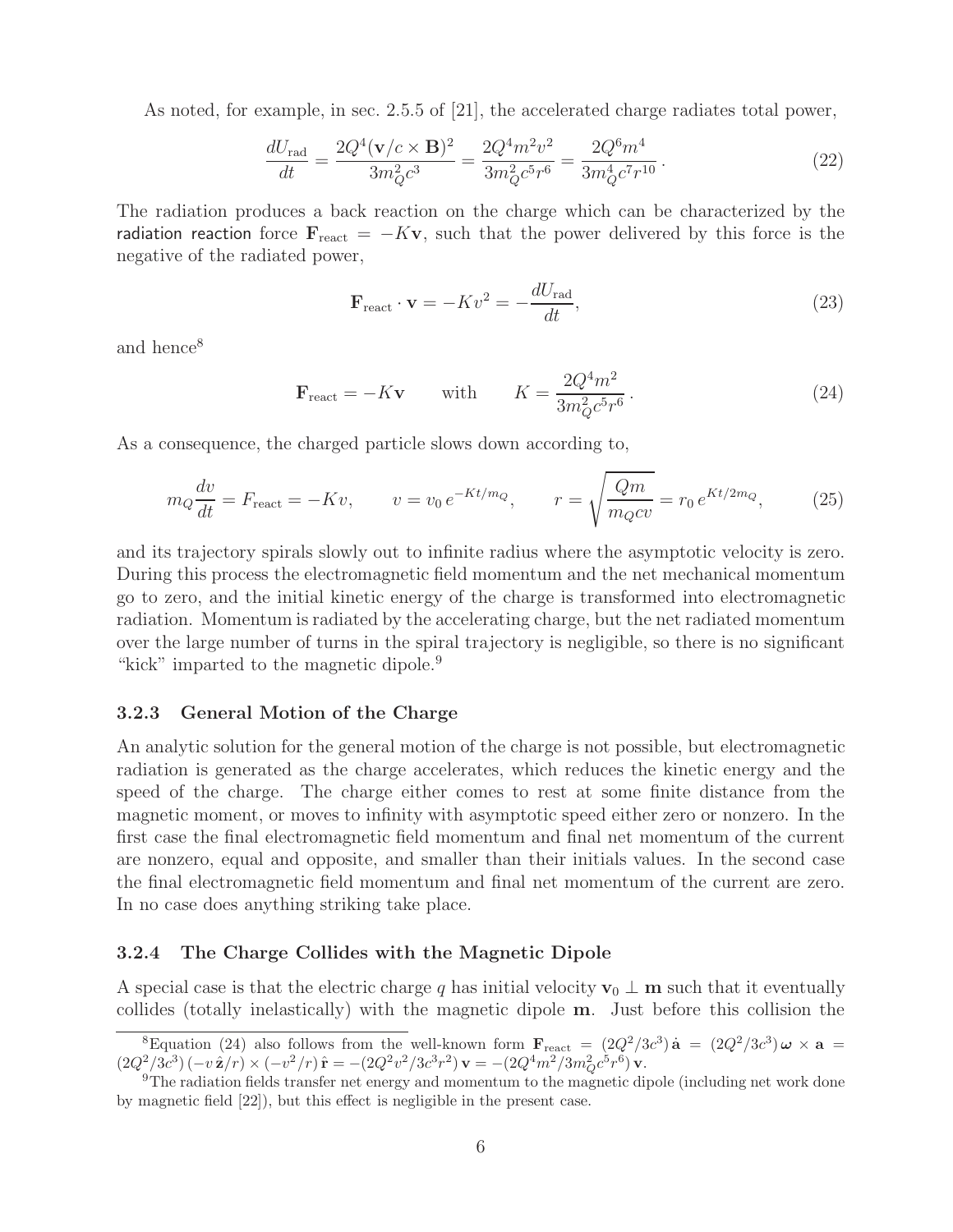As noted, for example, in sec. 2.5.5 of [21], the accelerated charge radiates total power,

$$\frac{dU_{\rm rad}}{dt} = \frac{2Q^4 (\mathbf{v}/c \times \mathbf{B})^2}{3m_Q^2 c^3} = \frac{2Q^4 m^2 v^2}{3m_Q^2 c^5 r^6} = \frac{2Q^6 m^4}{3m_Q^4 c^7 r^{10}} . \tag{22}$$

The radiation produces a back reaction on the charge which can be characterized by the radiation reaction force $\mathbf{F}_{\rm react} = -K\mathbf{v}$, such that the power delivered by this force is the negative of the radiated power,

$$\mathbf{F}_{\rm react} \cdot \mathbf{v} = -Kv^2 = -\frac{dU_{\rm rad}}{dt}, \tag{23}$$

and hence[8]

$$\mathbf{F}_{\rm react} = -K\mathbf{v} \qquad \text{with} \qquad K = \frac{2Q^4 m^2}{3m_Q^2 c^5 r^6} . \tag{24}$$

As a consequence, the charged particle slows down according to,

$$m_Q \frac{dv}{dt} = F_{\rm react} = -Kv, \qquad v = v_0 \, e^{-Kt/m_Q}, \qquad r = \sqrt{\frac{Qm}{m_Q c v}} = r_0 \, e^{Kt/2m_Q}, \tag{25}$$

and its trajectory spirals slowly out to infinite radius where the asymptotic velocity is zero. During this process the electromagnetic field momentum and the net mechanical momentum go to zero, and the initial kinetic energy of the charge is transformed into electromagnetic radiation. Momentum is radiated by the accelerating charge, but the net radiated momentum over the large number of turns in the spiral trajectory is negligible, so there is no significant "kick" imparted to the magnetic dipole.[9]

### 3.2.3 General Motion of the Charge

An analytic solution for the general motion of the charge is not possible, but electromagnetic radiation is generated as the charge accelerates, which reduces the kinetic energy and the speed of the charge. The charge either comes to rest at some finite distance from the magnetic moment, or moves to infinity with asymptotic speed either zero or nonzero. In the first case the final electromagnetic field momentum and final net momentum of the current are nonzero, equal and opposite, and smaller than their initials values. In the second case the final electromagnetic field momentum and final net momentum of the current are zero. In no case does anything striking take place.

### 3.2.4 The Charge Collides with the Magnetic Dipole

A special case is that the electric charge $q$ has initial velocity $\mathbf{v}_0 \perp \mathbf{m}$ such that it eventually collides (totally inelastically) with the magnetic dipole $\mathbf{m}$. Just before this collision the

---

[8] Equation (24) also follows from the well-known form $\mathbf{F}_{\rm react} = (2Q^2/3c^3)\,\dot{\mathbf{a}} = (2Q^2/3c^3)\,\boldsymbol{\omega} \times \mathbf{a} = (2Q^2/3c^3)\,(-v\,\hat{\mathbf{z}}/r) \times (-v^2/r)\,\hat{\mathbf{r}} = -(2Q^2 v^2/3c^3 r^2)\,\mathbf{v} = -(2Q^4 m^2/3m_Q^2 c^5 r^6)\,\mathbf{v}$.

[9] The radiation fields transfer net energy and momentum to the magnetic dipole (including net work done by magnetic field [22]), but this effect is negligible in the present case.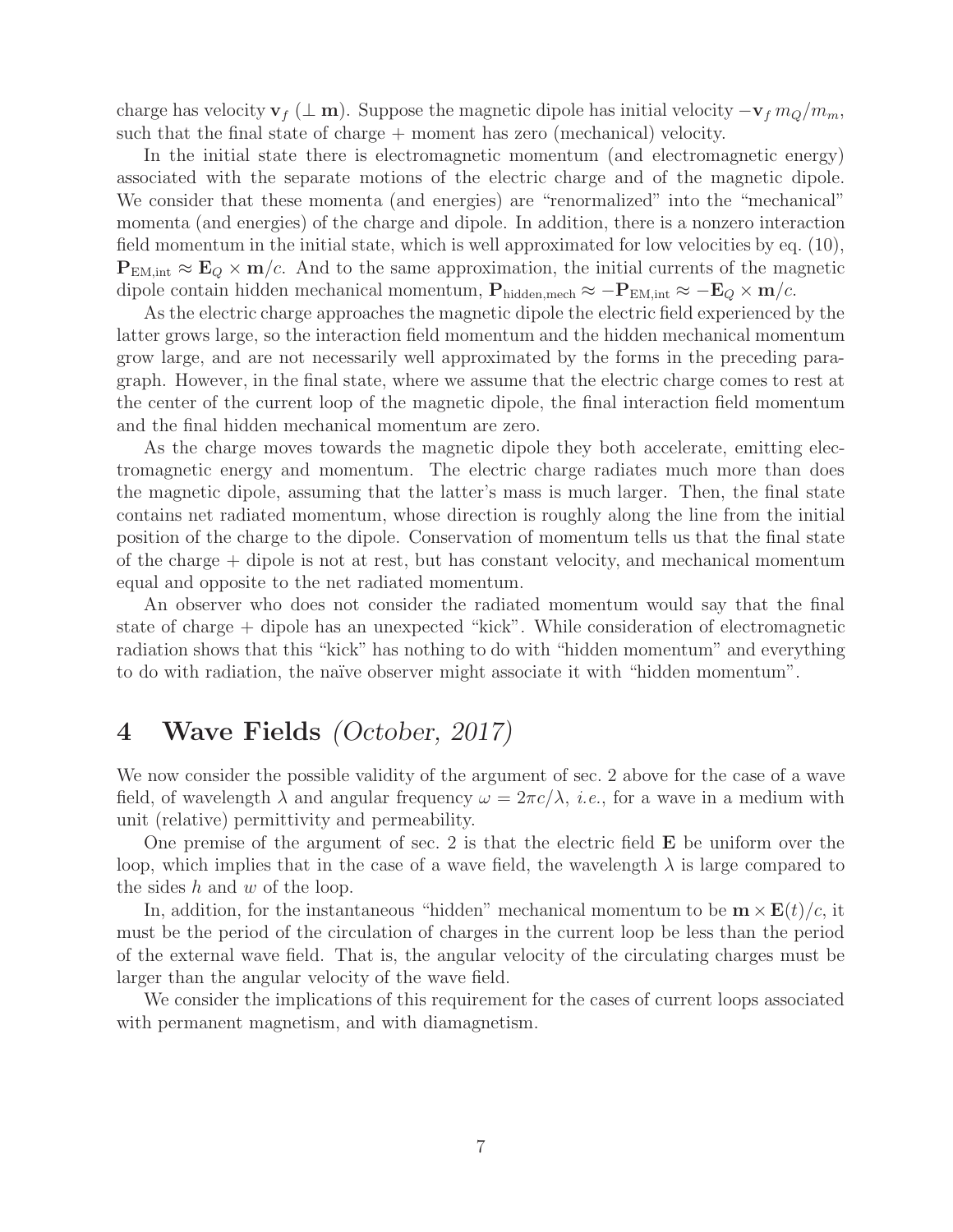charge has velocity $\mathbf{v}_f$ ($\perp \mathbf{m}$). Suppose the magnetic dipole has initial velocity $-\mathbf{v}_f\, m_Q/m_m$, such that the final state of charge + moment has zero (mechanical) velocity.

In the initial state there is electromagnetic momentum (and electromagnetic energy) associated with the separate motions of the electric charge and of the magnetic dipole. We consider that these momenta (and energies) are "renormalized" into the "mechanical" momenta (and energies) of the charge and dipole. In addition, there is a nonzero interaction field momentum in the initial state, which is well approximated for low velocities by eq. (10), $\mathbf{P}_{\rm EM,int} \approx \mathbf{E}_Q \times \mathbf{m}/c$. And to the same approximation, the initial currents of the magnetic dipole contain hidden mechanical momentum, $\mathbf{P}_{\rm hidden,mech} \approx -\mathbf{P}_{\rm EM,int} \approx -\mathbf{E}_Q \times \mathbf{m}/c$.

As the electric charge approaches the magnetic dipole the electric field experienced by the latter grows large, so the interaction field momentum and the hidden mechanical momentum grow large, and are not necessarily well approximated by the forms in the preceding paragraph. However, in the final state, where we assume that the electric charge comes to rest at the center of the current loop of the magnetic dipole, the final interaction field momentum and the final hidden mechanical momentum are zero.

As the charge moves towards the magnetic dipole they both accelerate, emitting electromagnetic energy and momentum. The electric charge radiates much more than does the magnetic dipole, assuming that the latter's mass is much larger. Then, the final state contains net radiated momentum, whose direction is roughly along the line from the initial position of the charge to the dipole. Conservation of momentum tells us that the final state of the charge + dipole is not at rest, but has constant velocity, and mechanical momentum equal and opposite to the net radiated momentum.

An observer who does not consider the radiated momentum would say that the final state of charge + dipole has an unexpected "kick". While consideration of electromagnetic radiation shows that this "kick" has nothing to do with "hidden momentum" and everything to do with radiation, the naïve observer might associate it with "hidden momentum".

## 4 Wave Fields *(October, 2017)*

We now consider the possible validity of the argument of sec. 2 above for the case of a wave field, of wavelength $\lambda$ and angular frequency $\omega = 2\pi c/\lambda$, *i.e.*, for a wave in a medium with unit (relative) permittivity and permeability.

One premise of the argument of sec. 2 is that the electric field $\mathbf{E}$ be uniform over the loop, which implies that in the case of a wave field, the wavelength $\lambda$ is large compared to the sides $h$ and $w$ of the loop.

In, addition, for the instantaneous "hidden" mechanical momentum to be $\mathbf{m} \times \mathbf{E}(t)/c$, it must be the period of the circulation of charges in the current loop be less than the period of the external wave field. That is, the angular velocity of the circulating charges must be larger than the angular velocity of the wave field.

We consider the implications of this requirement for the cases of current loops associated with permanent magnetism, and with diamagnetism.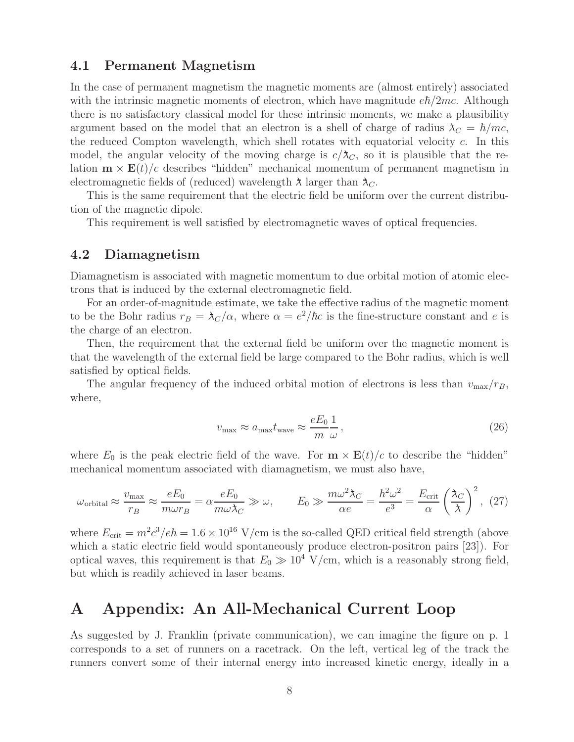### 4.1 Permanent Magnetism

In the case of permanent magnetism the magnetic moments are (almost entirely) associated with the intrinsic magnetic moments of electron, which have magnitude $e\hbar/2mc$. Although there is no satisfactory classical model for these intrinsic moments, we make a plausibility argument based on the model that an electron is a shell of charge of radius $\lambda\!\!\!^-_C = \hbar/mc$, the reduced Compton wavelength, which shell rotates with equatorial velocity $c$. In this model, the angular velocity of the moving charge is $c/\lambda\!\!\!^-_C$, so it is plausible that the relation $\mathbf{m} \times \mathbf{E}(t)/c$ describes "hidden" mechanical momentum of permanent magnetism in electromagnetic fields of (reduced) wavelength $\lambda\!\!\!^-$ larger than $\lambda\!\!\!^-_C$.

This is the same requirement that the electric field be uniform over the current distribution of the magnetic dipole.

This requirement is well satisfied by electromagnetic waves of optical frequencies.

### 4.2 Diamagnetism

Diamagnetism is associated with magnetic momentum to due orbital motion of atomic electrons that is induced by the external electromagnetic field.

For an order-of-magnitude estimate, we take the effective radius of the magnetic moment to be the Bohr radius $r_B = \lambda\!\!\!^-_C/\alpha$, where $\alpha = e^2/\hbar c$ is the fine-structure constant and $e$ is the charge of an electron.

Then, the requirement that the external field be uniform over the magnetic moment is that the wavelength of the external field be large compared to the Bohr radius, which is well satisfied by optical fields.

The angular frequency of the induced orbital motion of electrons is less than $v_{\rm max}/r_B$, where,

$$v_{\rm max} \approx a_{\rm max} t_{\rm wave} \approx \frac{eE_0}{m} \frac{1}{\omega}, \tag{26}$$

where $E_0$ is the peak electric field of the wave. For $\mathbf{m} \times \mathbf{E}(t)/c$ to describe the "hidden" mechanical momentum associated with diamagnetism, we must also have,

$$\omega_{\rm orbital} \approx \frac{v_{\rm max}}{r_B} \approx \frac{eE_0}{m\omega r_B} = \alpha \frac{eE_0}{m\omega \lambda\!\!\!^-_C} \gg \omega, \qquad E_0 \gg \frac{m\omega^2 \lambda\!\!\!^-_C}{\alpha e} = \frac{\hbar^2\omega^2}{e^3} = \frac{E_{\rm crit}}{\alpha}\left(\frac{\lambda\!\!\!^-_C}{\lambda\!\!\!^-}\right)^2, \tag{27}$$

where $E_{\rm crit} = m^2c^3/e\hbar = 1.6 \times 10^{16}$ V/cm is the so-called QED critical field strength (above which a static electric field would spontaneously produce electron-positron pairs [23]). For optical waves, this requirement is that $E_0 \gg 10^4$ V/cm, which is a reasonably strong field, but which is readily achieved in laser beams.

# A Appendix: An All-Mechanical Current Loop

As suggested by J. Franklin (private communication), we can imagine the figure on p. 1 corresponds to a set of runners on a racetrack. On the left, vertical leg of the track the runners convert some of their internal energy into increased kinetic energy, ideally in a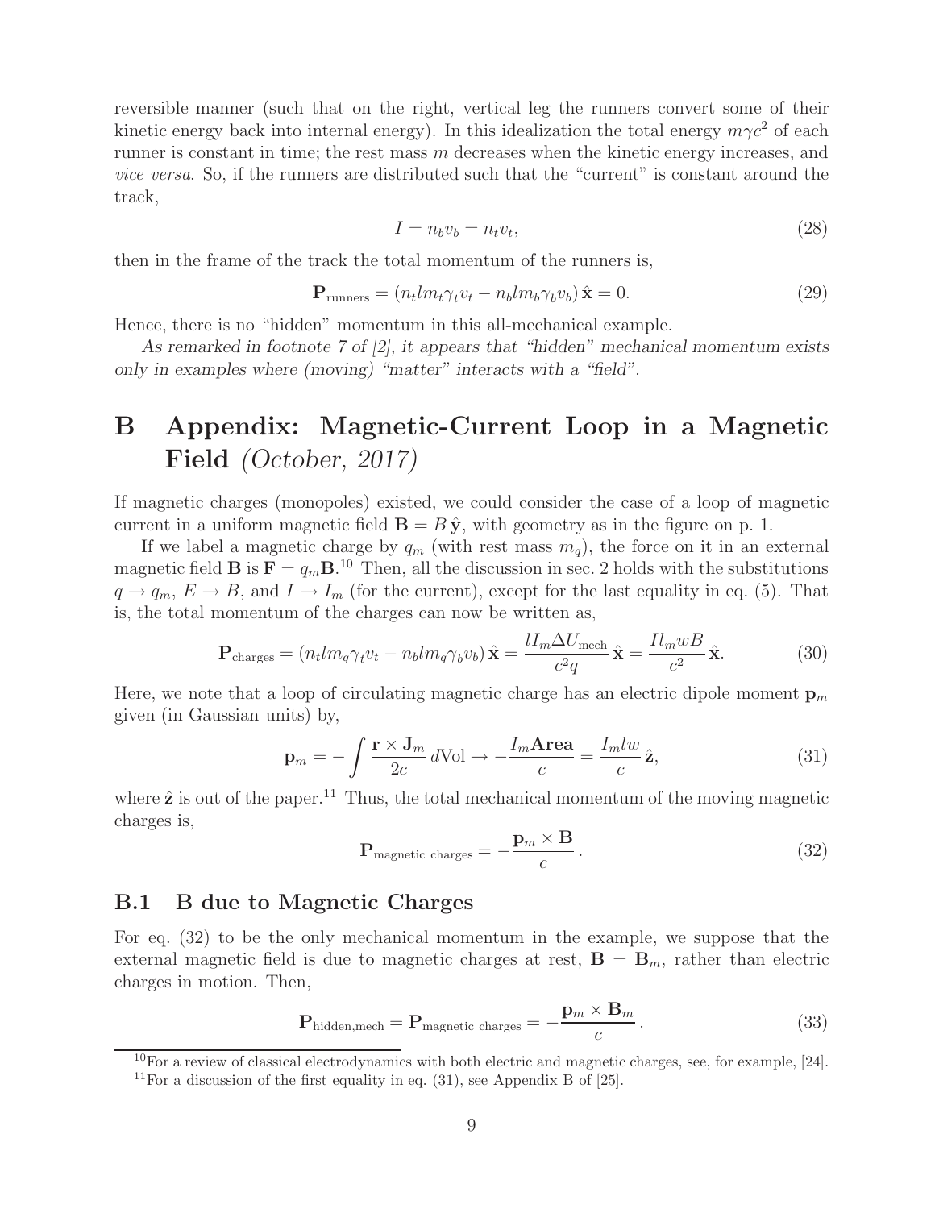reversible manner (such that on the right, vertical leg the runners convert some of their kinetic energy back into internal energy). In this idealization the total energy $m\gamma c^2$ of each runner is constant in time; the rest mass $m$ decreases when the kinetic energy increases, and *vice versa*. So, if the runners are distributed such that the "current" is constant around the track,

$$I = n_b v_b = n_t v_t, \tag{28}$$

then in the frame of the track the total momentum of the runners is,

$$\mathbf{P}_{\text{runners}} = (n_t l m_t \gamma_t v_t - n_b l m_b \gamma_b v_b)\,\hat{\mathbf{x}} = 0. \tag{29}$$

Hence, there is no "hidden" momentum in this all-mechanical example.

*As remarked in footnote 7 of [2], it appears that "hidden" mechanical momentum exists only in examples where (moving) "matter" interacts with a "field".*

# B Appendix: Magnetic-Current Loop in a Magnetic Field *(October, 2017)*

If magnetic charges (monopoles) existed, we could consider the case of a loop of magnetic current in a uniform magnetic field $\mathbf{B} = B\,\hat{\mathbf{y}}$, with geometry as in the figure on p. 1.

If we label a magnetic charge by $q_m$ (with rest mass $m_q$), the force on it in an external magnetic field $\mathbf{B}$ is $\mathbf{F} = q_m\mathbf{B}$.[10] Then, all the discussion in sec. 2 holds with the substitutions $q \to q_m$, $E \to B$, and $I \to I_m$ (for the current), except for the last equality in eq. (5). That is, the total momentum of the charges can now be written as,

$$\mathbf{P}_{\text{charges}} = (n_t l m_q \gamma_t v_t - n_b l m_q \gamma_b v_b)\,\hat{\mathbf{x}} = \frac{l I_m \Delta U_{\text{mech}}}{c^2 q}\,\hat{\mathbf{x}} = \frac{I l_m w B}{c^2}\,\hat{\mathbf{x}}. \tag{30}$$

Here, we note that a loop of circulating magnetic charge has an electric dipole moment $\mathbf{p}_m$ given (in Gaussian units) by,

$$\mathbf{p}_m = -\int \frac{\mathbf{r} \times \mathbf{J}_m}{2c}\,d\text{Vol} \to -\frac{I_m \mathbf{Area}}{c} = \frac{I_m l w}{c}\,\hat{\mathbf{z}}, \tag{31}$$

where $\hat{\mathbf{z}}$ is out of the paper.[11] Thus, the total mechanical momentum of the moving magnetic charges is,

$$\mathbf{P}_{\text{magnetic charges}} = -\frac{\mathbf{p}_m \times \mathbf{B}}{c}\,. \tag{32}$$

## B.1 B due to Magnetic Charges

For eq. (32) to be the only mechanical momentum in the example, we suppose that the external magnetic field is due to magnetic charges at rest, $\mathbf{B} = \mathbf{B}_m$, rather than electric charges in motion. Then,

$$\mathbf{P}_{\text{hidden,mech}} = \mathbf{P}_{\text{magnetic charges}} = -\frac{\mathbf{p}_m \times \mathbf{B}_m}{c}\,. \tag{33}$$

[10] For a review of classical electrodynamics with both electric and magnetic charges, see, for example, [24].

[11] For a discussion of the first equality in eq. (31), see Appendix B of [25].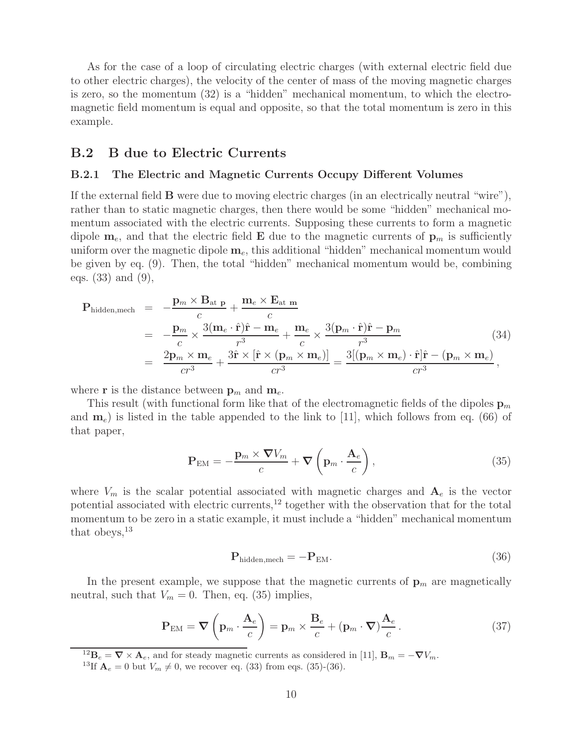As for the case of a loop of circulating electric charges (with external electric field due to other electric charges), the velocity of the center of mass of the moving magnetic charges is zero, so the momentum (32) is a "hidden" mechanical momentum, to which the electromagnetic field momentum is equal and opposite, so that the total momentum is zero in this example.

## B.2 B due to Electric Currents

### B.2.1 The Electric and Magnetic Currents Occupy Different Volumes

If the external field $\mathbf{B}$ were due to moving electric charges (in an electrically neutral "wire"), rather than to static magnetic charges, then there would be some "hidden" mechanical momentum associated with the electric currents. Supposing these currents to form a magnetic dipole $\mathbf{m}_e$, and that the electric field $\mathbf{E}$ due to the magnetic currents of $\mathbf{p}_m$ is sufficiently uniform over the magnetic dipole $\mathbf{m}_e$, this additional "hidden" mechanical momentum would be given by eq. (9). Then, the total "hidden" mechanical momentum would be, combining eqs. (33) and (9),

$$
\begin{aligned}
\mathbf{P}_{\text{hidden,mech}} &= -\frac{\mathbf{p}_m \times \mathbf{B}_{\text{at }\mathbf{p}}}{c} + \frac{\mathbf{m}_e \times \mathbf{E}_{\text{at }\mathbf{m}}}{c} \\
&= -\frac{\mathbf{p}_m}{c} \times \frac{3(\mathbf{m}_e \cdot \hat{\mathbf{r}})\hat{\mathbf{r}} - \mathbf{m}_e}{r^3} + \frac{\mathbf{m}_e}{c} \times \frac{3(\mathbf{p}_m \cdot \hat{\mathbf{r}})\hat{\mathbf{r}} - \mathbf{p}_m}{r^3} \\
&= \frac{2\mathbf{p}_m \times \mathbf{m}_e}{cr^3} + \frac{3\hat{\mathbf{r}} \times [\hat{\mathbf{r}} \times (\mathbf{p}_m \times \mathbf{m}_e)]}{cr^3} = \frac{3[(\mathbf{p}_m \times \mathbf{m}_e) \cdot \hat{\mathbf{r}}]\hat{\mathbf{r}} - (\mathbf{p}_m \times \mathbf{m}_e)}{cr^3},
\end{aligned}
\tag{34}
$$

where $\mathbf{r}$ is the distance between $\mathbf{p}_m$ and $\mathbf{m}_e$.

This result (with functional form like that of the electromagnetic fields of the dipoles $\mathbf{p}_m$ and $\mathbf{m}_e$) is listed in the table appended to the link to [11], which follows from eq. (66) of that paper,

$$
\mathbf{P}_{\text{EM}} = -\frac{\mathbf{p}_m \times \boldsymbol{\nabla} V_m}{c} + \boldsymbol{\nabla}\left(\mathbf{p}_m \cdot \frac{\mathbf{A}_e}{c}\right),
\tag{35}
$$

where $V_m$ is the scalar potential associated with magnetic charges and $\mathbf{A}_e$ is the vector potential associated with electric currents,[12] together with the observation that for the total momentum to be zero in a static example, it must include a "hidden" mechanical momentum that obeys,[13]

$$
\mathbf{P}_{\text{hidden,mech}} = -\mathbf{P}_{\text{EM}}.
\tag{36}
$$

In the present example, we suppose that the magnetic currents of $\mathbf{p}_m$ are magnetically neutral, such that $V_m = 0$. Then, eq. (35) implies,

$$
\mathbf{P}_{\text{EM}} = \boldsymbol{\nabla}\left(\mathbf{p}_m \cdot \frac{\mathbf{A}_e}{c}\right) = \mathbf{p}_m \times \frac{\mathbf{B}_e}{c} + (\mathbf{p}_m \cdot \boldsymbol{\nabla})\frac{\mathbf{A}_e}{c}.
\tag{37}
$$

[12] $\mathbf{B}_e = \boldsymbol{\nabla} \times \mathbf{A}_e$, and for steady magnetic currents as considered in [11], $\mathbf{B}_m = -\boldsymbol{\nabla} V_m$.

[13] If $\mathbf{A}_e = 0$ but $V_m \neq 0$, we recover eq. (33) from eqs. (35)-(36).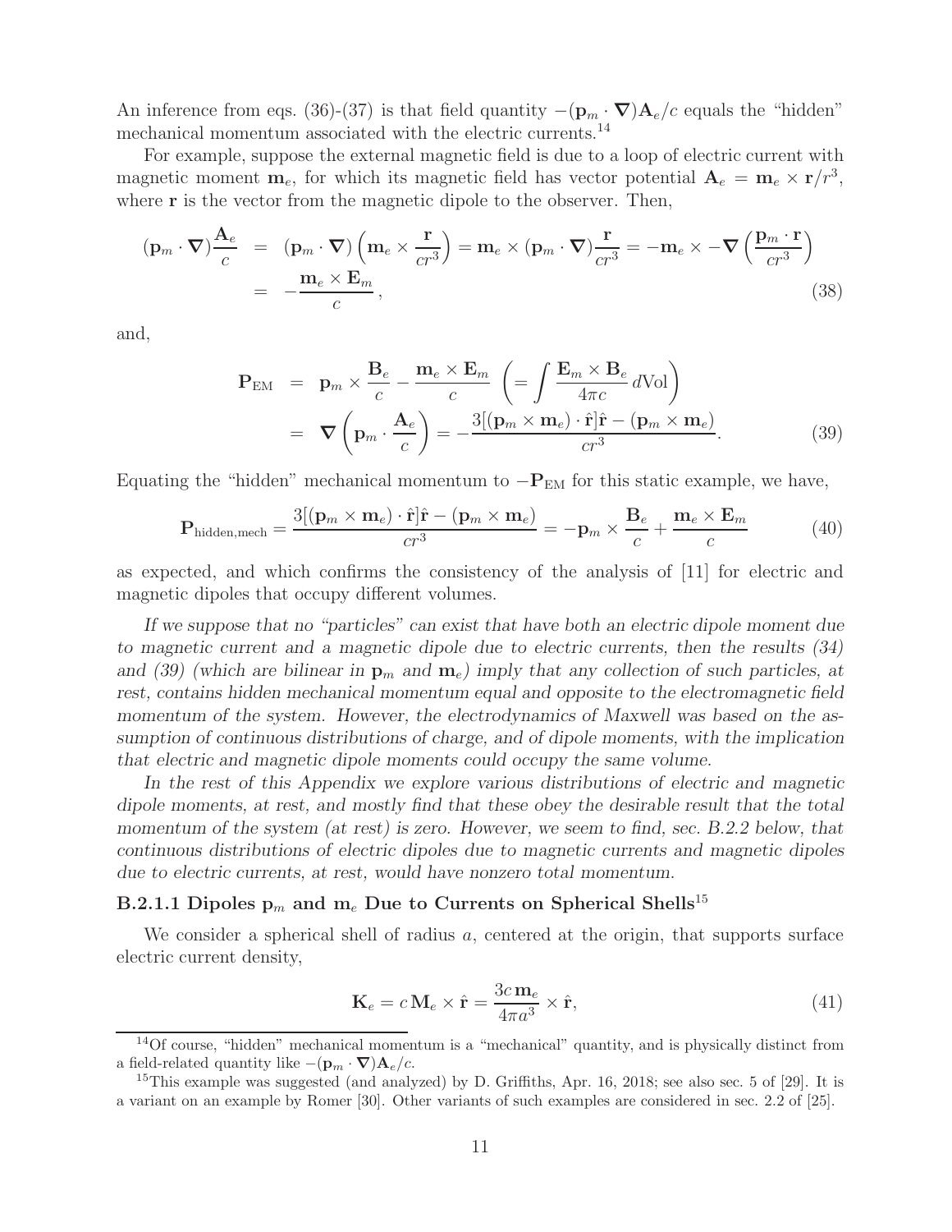An inference from eqs. (36)-(37) is that field quantity $-(\mathbf{p}_m \cdot \boldsymbol{\nabla})\mathbf{A}_e/c$ equals the "hidden" mechanical momentum associated with the electric currents.[14]

For example, suppose the external magnetic field is due to a loop of electric current with magnetic moment $\mathbf{m}_e$, for which its magnetic field has vector potential $\mathbf{A}_e = \mathbf{m}_e \times \mathbf{r}/r^3$, where $\mathbf{r}$ is the vector from the magnetic dipole to the observer. Then,

$$
\begin{aligned}
(\mathbf{p}_m \cdot \boldsymbol{\nabla})\frac{\mathbf{A}_e}{c} &= (\mathbf{p}_m \cdot \boldsymbol{\nabla})\left(\mathbf{m}_e \times \frac{\mathbf{r}}{cr^3}\right) = \mathbf{m}_e \times (\mathbf{p}_m \cdot \boldsymbol{\nabla})\frac{\mathbf{r}}{cr^3} = -\mathbf{m}_e \times -\boldsymbol{\nabla}\left(\frac{\mathbf{p}_m \cdot \mathbf{r}}{cr^3}\right) \\
&= -\frac{\mathbf{m}_e \times \mathbf{E}_m}{c},
\end{aligned}
\tag{38}
$$

and,

$$
\begin{aligned}
\mathbf{P}_{\rm EM} &= \mathbf{p}_m \times \frac{\mathbf{B}_e}{c} - \frac{\mathbf{m}_e \times \mathbf{E}_m}{c} \ \left(= \int \frac{\mathbf{E}_m \times \mathbf{B}_e}{4\pi c}\, d{\rm Vol}\right) \\
&= \boldsymbol{\nabla}\left(\mathbf{p}_m \cdot \frac{\mathbf{A}_e}{c}\right) = -\frac{3[(\mathbf{p}_m \times \mathbf{m}_e)\cdot\hat{\mathbf{r}}]\hat{\mathbf{r}} - (\mathbf{p}_m \times \mathbf{m}_e)}{cr^3}.
\end{aligned}
\tag{39}
$$

Equating the "hidden" mechanical momentum to $-\mathbf{P}_{\rm EM}$ for this static example, we have,

$$
\mathbf{P}_{\rm hidden,mech} = \frac{3[(\mathbf{p}_m \times \mathbf{m}_e)\cdot\hat{\mathbf{r}}]\hat{\mathbf{r}} - (\mathbf{p}_m \times \mathbf{m}_e)}{cr^3} = -\mathbf{p}_m \times \frac{\mathbf{B}_e}{c} + \frac{\mathbf{m}_e \times \mathbf{E}_m}{c}
\tag{40}
$$

as expected, and which confirms the consistency of the analysis of [11] for electric and magnetic dipoles that occupy different volumes.

*If we suppose that no "particles" can exist that have both an electric dipole moment due to magnetic current and a magnetic dipole due to electric currents, then the results (34) and (39) (which are bilinear in $\mathbf{p}_m$ and $\mathbf{m}_e$) imply that any collection of such particles, at rest, contains hidden mechanical momentum equal and opposite to the electromagnetic field momentum of the system. However, the electrodynamics of Maxwell was based on the assumption of continuous distributions of charge, and of dipole moments, with the implication that electric and magnetic dipole moments could occupy the same volume.*

*In the rest of this Appendix we explore various distributions of electric and magnetic dipole moments, at rest, and mostly find that these obey the desirable result that the total momentum of the system (at rest) is zero. However, we seem to find, sec. B.2.2 below, that continuous distributions of electric dipoles due to magnetic currents and magnetic dipoles due to electric currents, at rest, would have nonzero total momentum.*

#### B.2.1.1 Dipoles $\mathbf{p}_m$ and $\mathbf{m}_e$ Due to Currents on Spherical Shells[15]

We consider a spherical shell of radius $a$, centered at the origin, that supports surface electric current density,

$$
\mathbf{K}_e = c\,\mathbf{M}_e \times \hat{\mathbf{r}} = \frac{3c\,\mathbf{m}_e}{4\pi a^3} \times \hat{\mathbf{r}},
\tag{41}
$$

---

[14] Of course, "hidden" mechanical momentum is a "mechanical" quantity, and is physically distinct from a field-related quantity like $-(\mathbf{p}_m \cdot \boldsymbol{\nabla})\mathbf{A}_e/c$.

[15] This example was suggested (and analyzed) by D. Griffiths, Apr. 16, 2018; see also sec. 5 of [29]. It is a variant on an example by Romer [30]. Other variants of such examples are considered in sec. 2.2 of [25].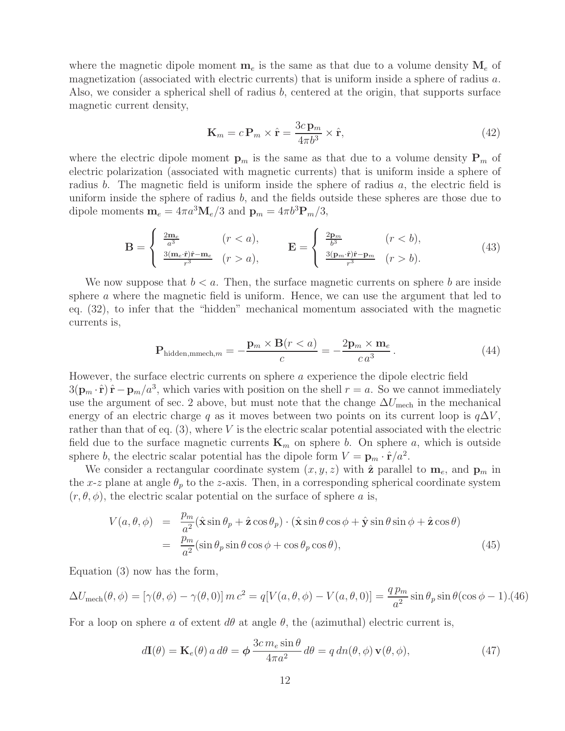where the magnetic dipole moment $\mathbf{m}_e$ is the same as that due to a volume density $\mathbf{M}_e$ of magnetization (associated with electric currents) that is uniform inside a sphere of radius $a$. Also, we consider a spherical shell of radius $b$, centered at the origin, that supports surface magnetic current density,

$$
\mathbf{K}_m = c\,\mathbf{P}_m \times \hat{\mathbf{r}} = \frac{3c\,\mathbf{p}_m}{4\pi b^3} \times \hat{\mathbf{r}}, \tag{42}
$$

where the electric dipole moment $\mathbf{p}_m$ is the same as that due to a volume density $\mathbf{P}_m$ of electric polarization (associated with magnetic currents) that is uniform inside a sphere of radius $b$. The magnetic field is uniform inside the sphere of radius $a$, the electric field is uniform inside the sphere of radius $b$, and the fields outside these spheres are those due to dipole moments $\mathbf{m}_e = 4\pi a^3 \mathbf{M}_e/3$ and $\mathbf{p}_m = 4\pi b^3 \mathbf{P}_m/3$,

$$
\mathbf{B} = \begin{cases} \frac{2\mathbf{m}_e}{a^3} & (r < a), \\ \frac{3(\mathbf{m}_e\cdot\hat{\mathbf{r}})\hat{\mathbf{r}} - \mathbf{m}_e}{r^3} & (r > a), \end{cases} \qquad \mathbf{E} = \begin{cases} \frac{2\mathbf{p}_m}{b^3} & (r < b), \\ \frac{3(\mathbf{p}_m\cdot\hat{\mathbf{r}})\hat{\mathbf{r}} - \mathbf{p}_m}{r^3} & (r > b). \end{cases} \tag{43}
$$

We now suppose that $b < a$. Then, the surface magnetic currents on sphere $b$ are inside sphere $a$ where the magnetic field is uniform. Hence, we can use the argument that led to eq. (32), to infer that the "hidden" mechanical momentum associated with the magnetic currents is,

$$
\mathbf{P}_{\mathrm{hidden,mmech},m} = -\frac{\mathbf{p}_m \times \mathbf{B}(r < a)}{c} = -\frac{2\mathbf{p}_m \times \mathbf{m}_e}{c\,a^3}\,. \tag{44}
$$

However, the surface electric currents on sphere $a$ experience the dipole electric field $3(\mathbf{p}_m\cdot\hat{\mathbf{r}})\,\hat{\mathbf{r}} - \mathbf{p}_m/a^3$, which varies with position on the shell $r = a$. So we cannot immediately use the argument of sec. 2 above, but must note that the change $\Delta U_{\mathrm{mech}}$ in the mechanical energy of an electric charge $q$ as it moves between two points on its current loop is $q\Delta V$, rather than that of eq. (3), where $V$ is the electric scalar potential associated with the electric field due to the surface magnetic currents $\mathbf{K}_m$ on sphere $b$. On sphere $a$, which is outside sphere $b$, the electric scalar potential has the dipole form $V = \mathbf{p}_m \cdot \hat{\mathbf{r}}/a^2$.

We consider a rectangular coordinate system $(x, y, z)$ with $\hat{\mathbf{z}}$ parallel to $\mathbf{m}_e$, and $\mathbf{p}_m$ in the $x$-$z$ plane at angle $\theta_p$ to the $z$-axis. Then, in a corresponding spherical coordinate system $(r, \theta, \phi)$, the electric scalar potential on the surface of sphere $a$ is,

$$
\begin{aligned}
V(a,\theta,\phi) &= \frac{p_m}{a^2}(\hat{\mathbf{x}}\sin\theta_p + \hat{\mathbf{z}}\cos\theta_p)\cdot(\hat{\mathbf{x}}\sin\theta\cos\phi + \hat{\mathbf{y}}\sin\theta\sin\phi + \hat{\mathbf{z}}\cos\theta) \\
&= \frac{p_m}{a^2}(\sin\theta_p\sin\theta\cos\phi + \cos\theta_p\cos\theta),
\end{aligned} \tag{45}
$$

Equation (3) now has the form,

$$
\Delta U_{\mathrm{mech}}(\theta,\phi) = [\gamma(\theta,\phi) - \gamma(\theta,0)]\,m\,c^2 = q[V(a,\theta,\phi) - V(a,\theta,0)] = \frac{q\,p_m}{a^2}\sin\theta_p\sin\theta(\cos\phi - 1). \tag{46}
$$

For a loop on sphere $a$ of extent $d\theta$ at angle $\theta$, the (azimuthal) electric current is,

$$
d\mathbf{I}(\theta) = \mathbf{K}_e(\theta)\,a\,d\theta = \boldsymbol{\phi}\,\frac{3c\,m_e\sin\theta}{4\pi a^2}\,d\theta = q\,dn(\theta,\phi)\,\mathbf{v}(\theta,\phi), \tag{47}
$$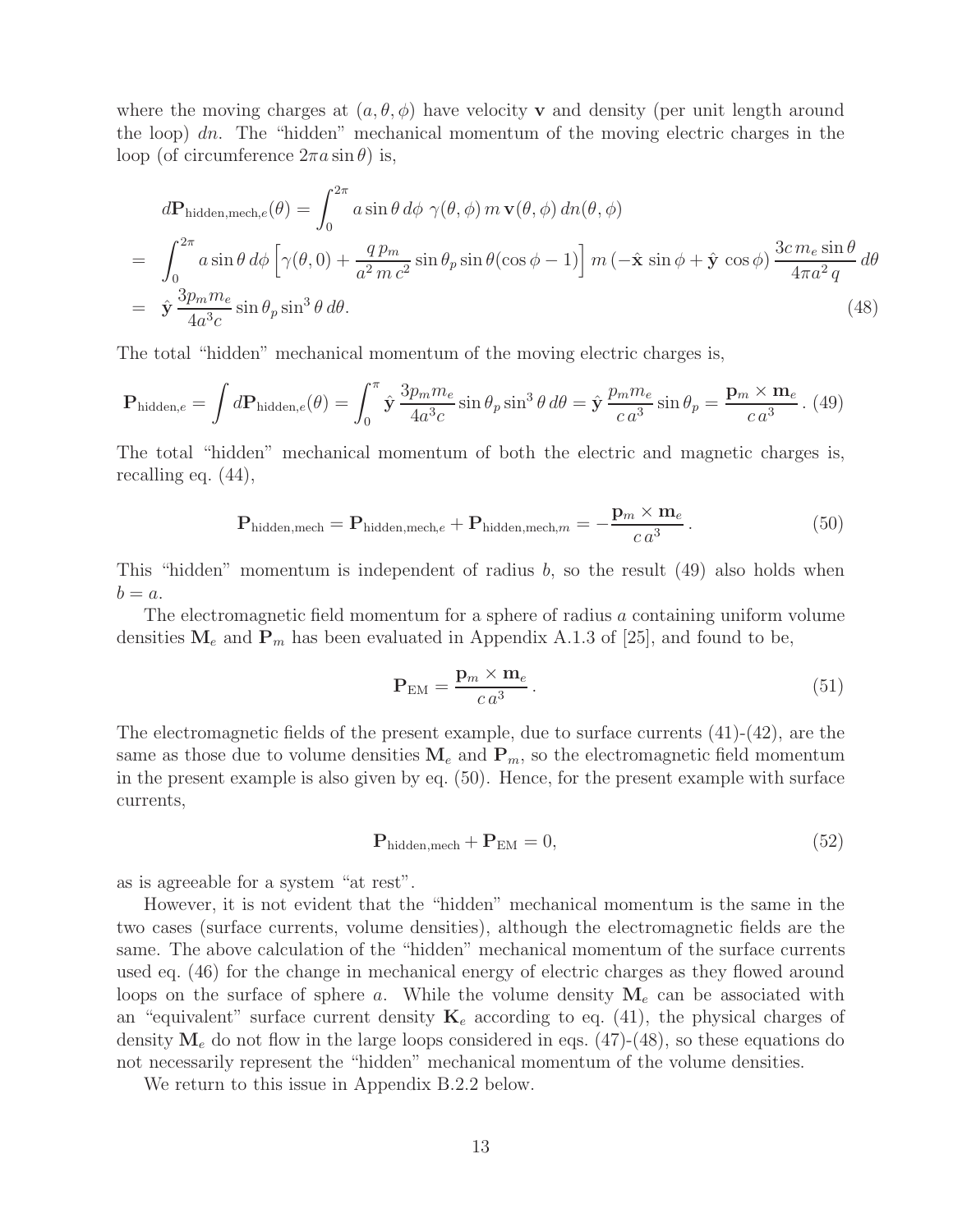where the moving charges at $(a, \theta, \phi)$ have velocity $\mathbf{v}$ and density (per unit length around the loop) $dn$. The "hidden" mechanical momentum of the moving electric charges in the loop (of circumference $2\pi a \sin\theta$) is,

$$
\begin{aligned}
& d\mathbf{P}_{\text{hidden,mech},e}(\theta) = \int_0^{2\pi} a \sin\theta \, d\phi \; \gamma(\theta,\phi)\, m\, \mathbf{v}(\theta,\phi)\, dn(\theta,\phi) \\
&= \int_0^{2\pi} a \sin\theta \, d\phi \left[\gamma(\theta,0) + \frac{q\, p_m}{a^2\, m\, c^2} \sin\theta_p \sin\theta (\cos\phi - 1)\right] m\, (-\hat{\mathbf{x}} \sin\phi + \hat{\mathbf{y}} \cos\phi)\, \frac{3c\, m_e \sin\theta}{4\pi a^2\, q}\, d\theta \\
&= \hat{\mathbf{y}}\, \frac{3 p_m m_e}{4a^3 c} \sin\theta_p \sin^3\theta \, d\theta. \qquad (48)
\end{aligned}
$$

The total "hidden" mechanical momentum of the moving electric charges is,

$$
\mathbf{P}_{\text{hidden},e} = \int d\mathbf{P}_{\text{hidden},e}(\theta) = \int_0^{\pi} \hat{\mathbf{y}}\, \frac{3 p_m m_e}{4a^3 c} \sin\theta_p \sin^3\theta \, d\theta = \hat{\mathbf{y}}\, \frac{p_m m_e}{c\, a^3} \sin\theta_p = \frac{\mathbf{p}_m \times \mathbf{m}_e}{c\, a^3}. \quad (49)
$$

The total "hidden" mechanical momentum of both the electric and magnetic charges is, recalling eq. (44),

$$
\mathbf{P}_{\text{hidden,mech}} = \mathbf{P}_{\text{hidden,mech},e} + \mathbf{P}_{\text{hidden,mech},m} = -\frac{\mathbf{p}_m \times \mathbf{m}_e}{c\, a^3}. \quad (50)
$$

This "hidden" momentum is independent of radius $b$, so the result (49) also holds when $b = a$.

The electromagnetic field momentum for a sphere of radius $a$ containing uniform volume densities $\mathbf{M}_e$ and $\mathbf{P}_m$ has been evaluated in Appendix A.1.3 of [25], and found to be,

$$
\mathbf{P}_{\text{EM}} = \frac{\mathbf{p}_m \times \mathbf{m}_e}{c\, a^3}. \quad (51)
$$

The electromagnetic fields of the present example, due to surface currents (41)-(42), are the same as those due to volume densities $\mathbf{M}_e$ and $\mathbf{P}_m$, so the electromagnetic field momentum in the present example is also given by eq. (50). Hence, for the present example with surface currents,

$$
\mathbf{P}_{\text{hidden,mech}} + \mathbf{P}_{\text{EM}} = 0, \quad (52)
$$

as is agreeable for a system "at rest".

However, it is not evident that the "hidden" mechanical momentum is the same in the two cases (surface currents, volume densities), although the electromagnetic fields are the same. The above calculation of the "hidden" mechanical momentum of the surface currents used eq. (46) for the change in mechanical energy of electric charges as they flowed around loops on the surface of sphere $a$. While the volume density $\mathbf{M}_e$ can be associated with an "equivalent" surface current density $\mathbf{K}_e$ according to eq. (41), the physical charges of density $\mathbf{M}_e$ do not flow in the large loops considered in eqs. (47)-(48), so these equations do not necessarily represent the "hidden" mechanical momentum of the volume densities.

We return to this issue in Appendix B.2.2 below.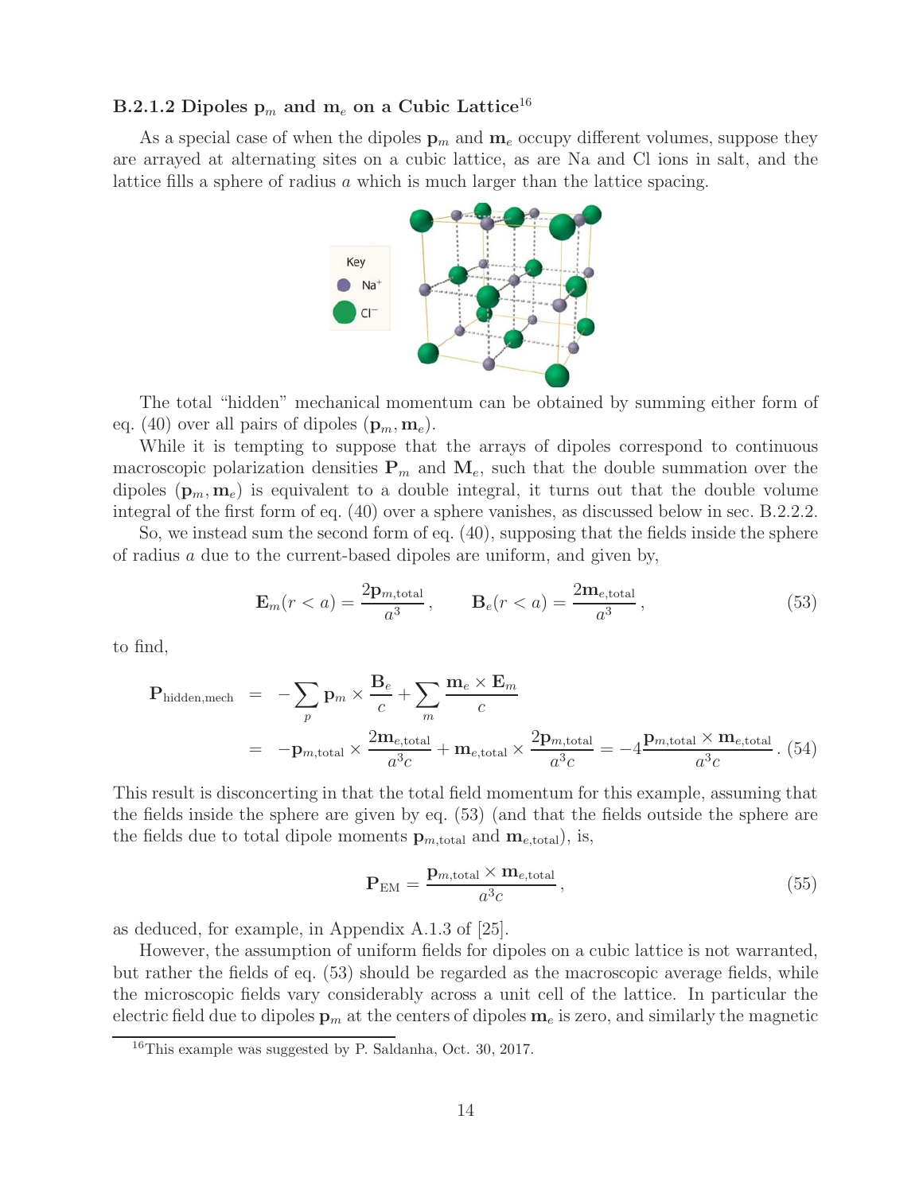### B.2.1.2 Dipoles $\mathbf{p}_m$ and $\mathbf{m}_e$ on a Cubic Lattice[16]

As a special case of when the dipoles $\mathbf{p}_m$ and $\mathbf{m}_e$ occupy different volumes, suppose they are arrayed at alternating sites on a cubic lattice, as are Na and Cl ions in salt, and the lattice fills a sphere of radius $a$ which is much larger than the lattice spacing.

The total "hidden" mechanical momentum can be obtained by summing either form of eq. (40) over all pairs of dipoles $(\mathbf{p}_m, \mathbf{m}_e)$.

While it is tempting to suppose that the arrays of dipoles correspond to continuous macroscopic polarization densities $\mathbf{P}_m$ and $\mathbf{M}_e$, such that the double summation over the dipoles $(\mathbf{p}_m, \mathbf{m}_e)$ is equivalent to a double integral, it turns out that the double volume integral of the first form of eq. (40) over a sphere vanishes, as discussed below in sec. B.2.2.2.

So, we instead sum the second form of eq. (40), supposing that the fields inside the sphere of radius $a$ due to the current-based dipoles are uniform, and given by,

$$\mathbf{E}_m(r < a) = \frac{2\mathbf{p}_{m,\text{total}}}{a^3}, \qquad \mathbf{B}_e(r < a) = \frac{2\mathbf{m}_{e,\text{total}}}{a^3}, \tag{53}$$

to find,

$$\begin{aligned}
\mathbf{P}_{\text{hidden,mech}} &= -\sum_p \mathbf{p}_m \times \frac{\mathbf{B}_e}{c} + \sum_m \frac{\mathbf{m}_e \times \mathbf{E}_m}{c} \\
&= -\mathbf{p}_{m,\text{total}} \times \frac{2\mathbf{m}_{e,\text{total}}}{a^3 c} + \mathbf{m}_{e,\text{total}} \times \frac{2\mathbf{p}_{m,\text{total}}}{a^3 c} = -4\frac{\mathbf{p}_{m,\text{total}} \times \mathbf{m}_{e,\text{total}}}{a^3 c}.
\end{aligned} \tag{54}$$

This result is disconcerting in that the total field momentum for this example, assuming that the fields inside the sphere are given by eq. (53) (and that the fields outside the sphere are the fields due to total dipole moments $\mathbf{p}_{m,\text{total}}$ and $\mathbf{m}_{e,\text{total}}$), is,

$$\mathbf{P}_{\text{EM}} = \frac{\mathbf{p}_{m,\text{total}} \times \mathbf{m}_{e,\text{total}}}{a^3 c}, \tag{55}$$

as deduced, for example, in Appendix A.1.3 of [25].

However, the assumption of uniform fields for dipoles on a cubic lattice is not warranted, but rather the fields of eq. (53) should be regarded as the macroscopic average fields, while the microscopic fields vary considerably across a unit cell of the lattice. In particular the electric field due to dipoles $\mathbf{p}_m$ at the centers of dipoles $\mathbf{m}_e$ is zero, and similarly the magnetic

[16] This example was suggested by P. Saldanha, Oct. 30, 2017.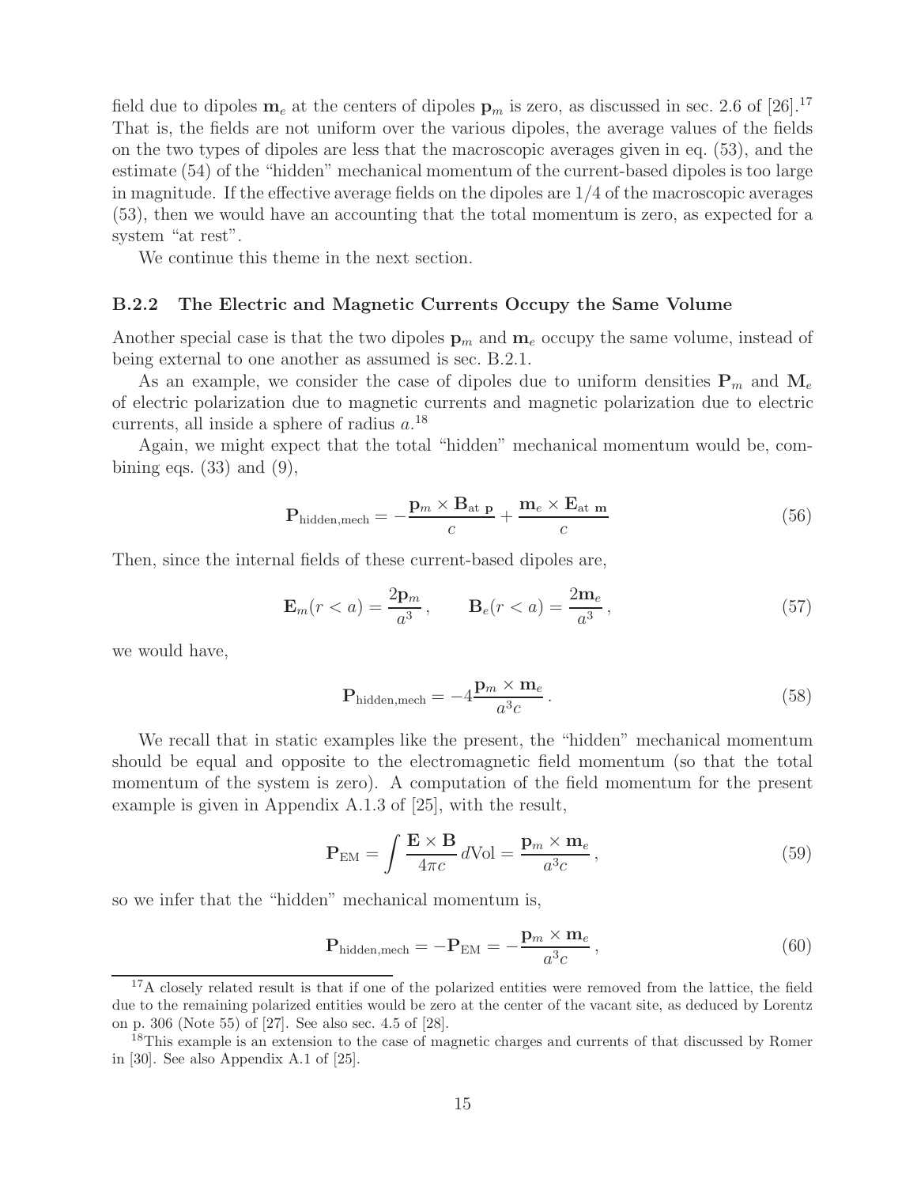field due to dipoles $\mathbf{m}_e$ at the centers of dipoles $\mathbf{p}_m$ is zero, as discussed in sec. 2.6 of [26].[17] That is, the fields are not uniform over the various dipoles, the average values of the fields on the two types of dipoles are less that the macroscopic averages given in eq. (53), and the estimate (54) of the "hidden" mechanical momentum of the current-based dipoles is too large in magnitude. If the effective average fields on the dipoles are 1/4 of the macroscopic averages (53), then we would have an accounting that the total momentum is zero, as expected for a system "at rest".

We continue this theme in the next section.

### B.2.2 The Electric and Magnetic Currents Occupy the Same Volume

Another special case is that the two dipoles $\mathbf{p}_m$ and $\mathbf{m}_e$ occupy the same volume, instead of being external to one another as assumed is sec. B.2.1.

As an example, we consider the case of dipoles due to uniform densities $\mathbf{P}_m$ and $\mathbf{M}_e$ of electric polarization due to magnetic currents and magnetic polarization due to electric currents, all inside a sphere of radius $a$.[18]

Again, we might expect that the total "hidden" mechanical momentum would be, combining eqs. (33) and (9),

$$\mathbf{P}_{\text{hidden,mech}} = -\frac{\mathbf{p}_m \times \mathbf{B}_{\text{at }\mathbf{p}}}{c} + \frac{\mathbf{m}_e \times \mathbf{E}_{\text{at }\mathbf{m}}}{c} \tag{56}$$

Then, since the internal fields of these current-based dipoles are,

$$\mathbf{E}_m(r < a) = \frac{2\mathbf{p}_m}{a^3}, \qquad \mathbf{B}_e(r < a) = \frac{2\mathbf{m}_e}{a^3}, \tag{57}$$

we would have,

$$\mathbf{P}_{\text{hidden,mech}} = -4\frac{\mathbf{p}_m \times \mathbf{m}_e}{a^3 c}. \tag{58}$$

We recall that in static examples like the present, the "hidden" mechanical momentum should be equal and opposite to the electromagnetic field momentum (so that the total momentum of the system is zero). A computation of the field momentum for the present example is given in Appendix A.1.3 of [25], with the result,

$$\mathbf{P}_{\text{EM}} = \int \frac{\mathbf{E} \times \mathbf{B}}{4\pi c}\, d\text{Vol} = \frac{\mathbf{p}_m \times \mathbf{m}_e}{a^3 c}, \tag{59}$$

so we infer that the "hidden" mechanical momentum is,

$$\mathbf{P}_{\text{hidden,mech}} = -\mathbf{P}_{\text{EM}} = -\frac{\mathbf{p}_m \times \mathbf{m}_e}{a^3 c}, \tag{60}$$

---

[17] A closely related result is that if one of the polarized entities were removed from the lattice, the field due to the remaining polarized entities would be zero at the center of the vacant site, as deduced by Lorentz on p. 306 (Note 55) of [27]. See also sec. 4.5 of [28].

[18] This example is an extension to the case of magnetic charges and currents of that discussed by Romer in [30]. See also Appendix A.1 of [25].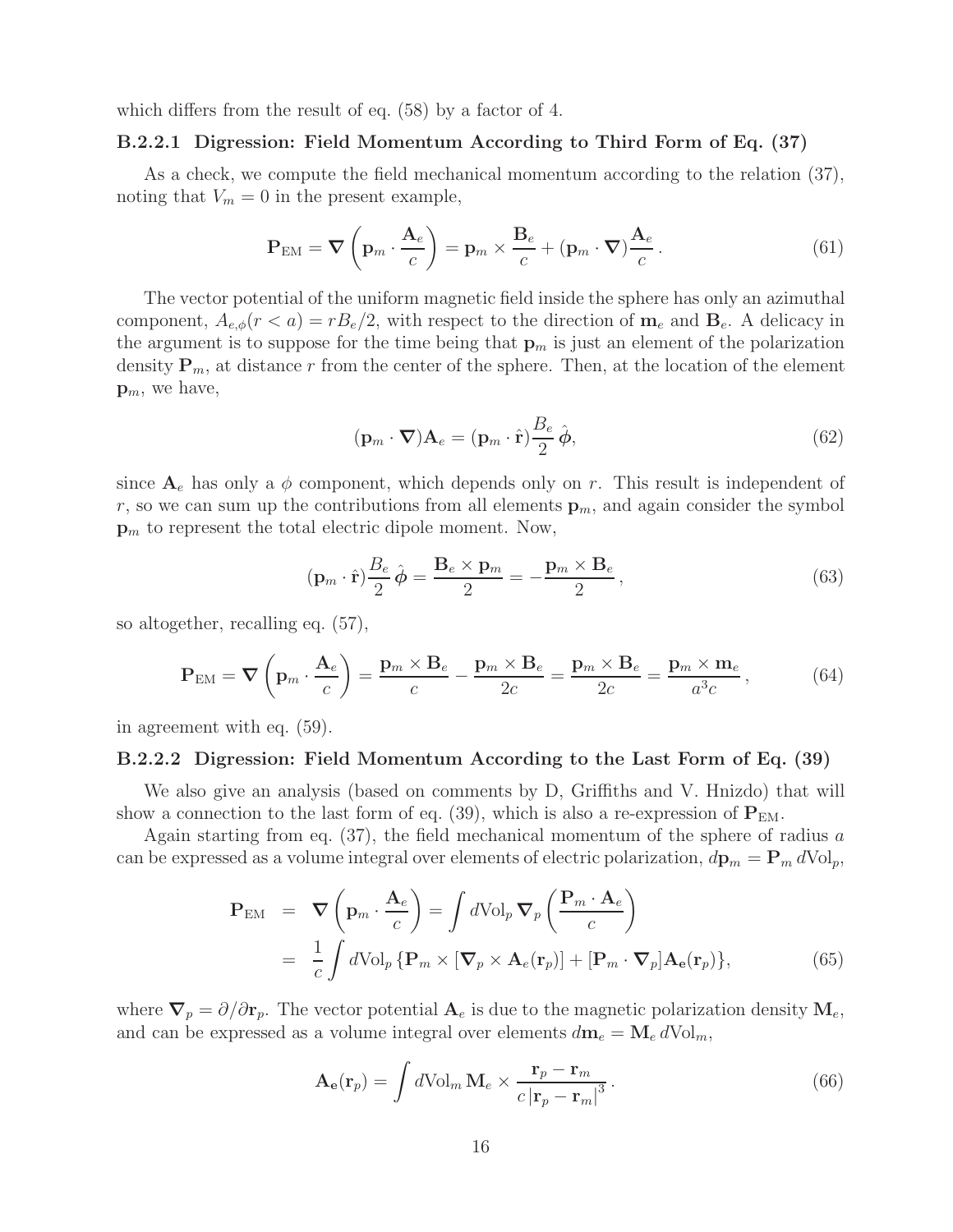which differs from the result of eq. (58) by a factor of 4.

#### B.2.2.1 Digression: Field Momentum According to Third Form of Eq. (37)

As a check, we compute the field mechanical momentum according to the relation (37), noting that $V_m = 0$ in the present example,

$$
\mathbf{P}_{\rm EM} = \boldsymbol{\nabla}\left(\mathbf{p}_m \cdot \frac{\mathbf{A}_e}{c}\right) = \mathbf{p}_m \times \frac{\mathbf{B}_e}{c} + (\mathbf{p}_m \cdot \boldsymbol{\nabla})\frac{\mathbf{A}_e}{c}\,. \tag{61}
$$

The vector potential of the uniform magnetic field inside the sphere has only an azimuthal component, $A_{e,\phi}(r < a) = rB_e/2$, with respect to the direction of $\mathbf{m}_e$ and $\mathbf{B}_e$. A delicacy in the argument is to suppose for the time being that $\mathbf{p}_m$ is just an element of the polarization density $\mathbf{P}_m$, at distance $r$ from the center of the sphere. Then, at the location of the element $\mathbf{p}_m$, we have,

$$
(\mathbf{p}_m \cdot \boldsymbol{\nabla})\mathbf{A}_e = (\mathbf{p}_m \cdot \hat{\mathbf{r}})\frac{B_e}{2}\,\hat{\boldsymbol{\phi}}, \tag{62}
$$

since $\mathbf{A}_e$ has only a $\phi$ component, which depends only on $r$. This result is independent of $r$, so we can sum up the contributions from all elements $\mathbf{p}_m$, and again consider the symbol $\mathbf{p}_m$ to represent the total electric dipole moment. Now,

$$
(\mathbf{p}_m \cdot \hat{\mathbf{r}})\frac{B_e}{2}\,\hat{\boldsymbol{\phi}} = \frac{\mathbf{B}_e \times \mathbf{p}_m}{2} = -\frac{\mathbf{p}_m \times \mathbf{B}_e}{2}\,, \tag{63}
$$

so altogether, recalling eq. (57),

$$
\mathbf{P}_{\rm EM} = \boldsymbol{\nabla}\left(\mathbf{p}_m \cdot \frac{\mathbf{A}_e}{c}\right) = \frac{\mathbf{p}_m \times \mathbf{B}_e}{c} - \frac{\mathbf{p}_m \times \mathbf{B}_e}{2c} = \frac{\mathbf{p}_m \times \mathbf{B}_e}{2c} = \frac{\mathbf{p}_m \times \mathbf{m}_e}{a^3 c}\,, \tag{64}
$$

in agreement with eq. (59).

#### B.2.2.2 Digression: Field Momentum According to the Last Form of Eq. (39)

We also give an analysis (based on comments by D, Griffiths and V. Hnizdo) that will show a connection to the last form of eq. (39), which is also a re-expression of $\mathbf{P}_{\rm EM}$.

Again starting from eq. (37), the field mechanical momentum of the sphere of radius $a$ can be expressed as a volume integral over elements of electric polarization, $d\mathbf{p}_m = \mathbf{P}_m\, d{\rm Vol}_p$,

$$
\begin{aligned}
\mathbf{P}_{\rm EM} &= \boldsymbol{\nabla}\left(\mathbf{p}_m \cdot \frac{\mathbf{A}_e}{c}\right) = \int d{\rm Vol}_p\, \boldsymbol{\nabla}_p\left(\frac{\mathbf{P}_m \cdot \mathbf{A}_e}{c}\right) \\
&= \frac{1}{c}\int d{\rm Vol}_p\,\{\mathbf{P}_m \times [\boldsymbol{\nabla}_p \times \mathbf{A}_e(\mathbf{r}_p)] + [\mathbf{P}_m \cdot \boldsymbol{\nabla}_p]\mathbf{A}_{\mathbf{e}}(\mathbf{r}_p)\},
\end{aligned} \tag{65}
$$

where $\boldsymbol{\nabla}_p = \partial/\partial \mathbf{r}_p$. The vector potential $\mathbf{A}_e$ is due to the magnetic polarization density $\mathbf{M}_e$, and can be expressed as a volume integral over elements $d\mathbf{m}_e = \mathbf{M}_e\, d{\rm Vol}_m$,

$$
\mathbf{A}_{\mathbf{e}}(\mathbf{r}_p) = \int d{\rm Vol}_m\, \mathbf{M}_e \times \frac{\mathbf{r}_p - \mathbf{r}_m}{c\,|\mathbf{r}_p - \mathbf{r}_m|^3}\,. \tag{66}
$$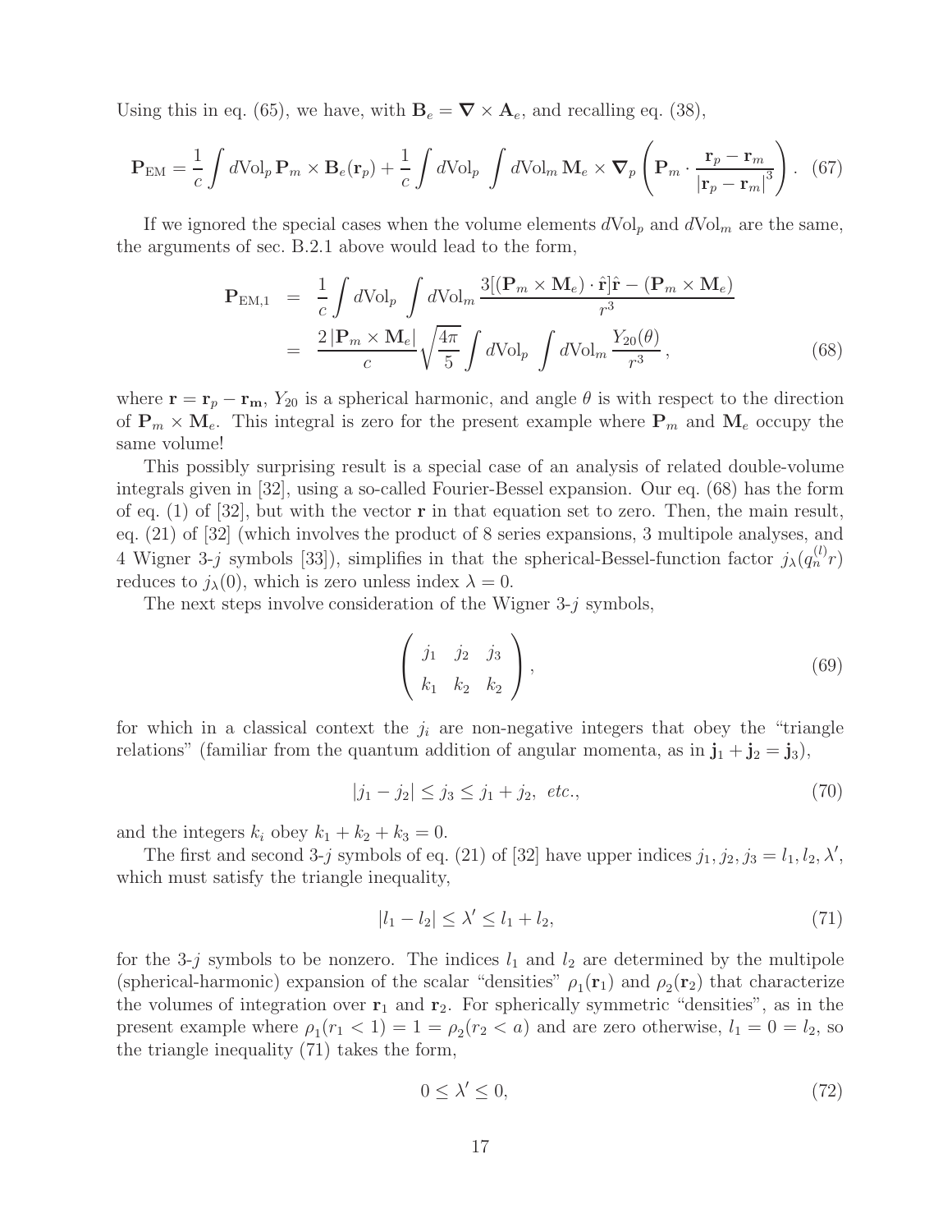Using this in eq. (65), we have, with $\mathbf{B}_e = \boldsymbol{\nabla} \times \mathbf{A}_e$, and recalling eq. (38),

$$\mathbf{P}_{\rm EM} = \frac{1}{c} \int d{\rm Vol}_p \, \mathbf{P}_m \times \mathbf{B}_e(\mathbf{r}_p) + \frac{1}{c} \int d{\rm Vol}_p \int d{\rm Vol}_m \, \mathbf{M}_e \times \boldsymbol{\nabla}_p \left( \mathbf{P}_m \cdot \frac{\mathbf{r}_p - \mathbf{r}_m}{|\mathbf{r}_p - \mathbf{r}_m|^3} \right). \quad (67)$$

If we ignored the special cases when the volume elements $d{\rm Vol}_p$ and $d{\rm Vol}_m$ are the same, the arguments of sec. B.2.1 above would lead to the form,

$$\begin{aligned} \mathbf{P}_{\rm EM,1} &= \frac{1}{c} \int d{\rm Vol}_p \int d{\rm Vol}_m \frac{3[(\mathbf{P}_m \times \mathbf{M}_e) \cdot \hat{\mathbf{r}}]\hat{\mathbf{r}} - (\mathbf{P}_m \times \mathbf{M}_e)}{r^3} \\ &= \frac{2\,|\mathbf{P}_m \times \mathbf{M}_e|}{c} \sqrt{\frac{4\pi}{5}} \int d{\rm Vol}_p \int d{\rm Vol}_m \frac{Y_{20}(\theta)}{r^3}, \end{aligned} \quad (68)$$

where $\mathbf{r} = \mathbf{r}_p - \mathbf{r_m}$, $Y_{20}$ is a spherical harmonic, and angle $\theta$ is with respect to the direction of $\mathbf{P}_m \times \mathbf{M}_e$. This integral is zero for the present example where $\mathbf{P}_m$ and $\mathbf{M}_e$ occupy the same volume!

This possibly surprising result is a special case of an analysis of related double-volume integrals given in [32], using a so-called Fourier-Bessel expansion. Our eq. (68) has the form of eq. (1) of [32], but with the vector $\mathbf{r}$ in that equation set to zero. Then, the main result, eq. (21) of [32] (which involves the product of 8 series expansions, 3 multipole analyses, and 4 Wigner 3-$j$ symbols [33]), simplifies in that the spherical-Bessel-function factor $j_\lambda(q_n^{(l)} r)$ reduces to $j_\lambda(0)$, which is zero unless index $\lambda = 0$.

The next steps involve consideration of the Wigner 3-$j$ symbols,

$$\begin{pmatrix} j_1 & j_2 & j_3 \\ k_1 & k_2 & k_2 \end{pmatrix}, \quad (69)$$

for which in a classical context the $j_i$ are non-negative integers that obey the "triangle relations" (familiar from the quantum addition of angular momenta, as in $\mathbf{j}_1 + \mathbf{j}_2 = \mathbf{j}_3$),

$$|j_1 - j_2| \le j_3 \le j_1 + j_2, \ \ etc., \quad (70)$$

and the integers $k_i$ obey $k_1 + k_2 + k_3 = 0$.

The first and second 3-$j$ symbols of eq. (21) of [32] have upper indices $j_1, j_2, j_3 = l_1, l_2, \lambda'$, which must satisfy the triangle inequality,

$$|l_1 - l_2| \le \lambda' \le l_1 + l_2, \quad (71)$$

for the 3-$j$ symbols to be nonzero. The indices $l_1$ and $l_2$ are determined by the multipole (spherical-harmonic) expansion of the scalar "densities" $\rho_1(\mathbf{r}_1)$ and $\rho_2(\mathbf{r}_2)$ that characterize the volumes of integration over $\mathbf{r}_1$ and $\mathbf{r}_2$. For spherically symmetric "densities", as in the present example where $\rho_1(r_1 < 1) = 1 = \rho_2(r_2 < a)$ and are zero otherwise, $l_1 = 0 = l_2$, so the triangle inequality (71) takes the form,

$$0 \le \lambda' \le 0, \quad (72)$$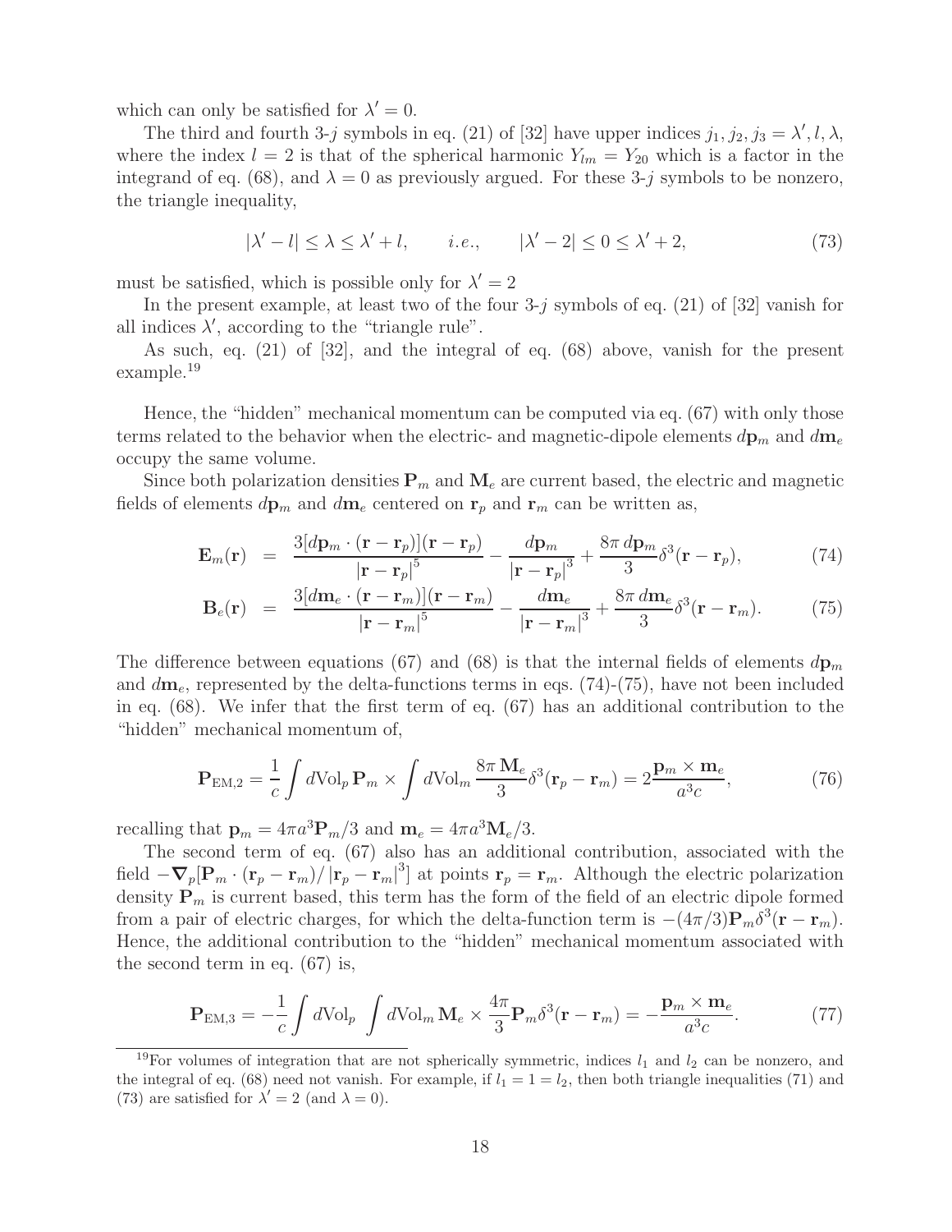which can only be satisfied for $\lambda' = 0$.

The third and fourth 3-$j$ symbols in eq. (21) of [32] have upper indices $j_1, j_2, j_3 = \lambda', l, \lambda$, where the index $l = 2$ is that of the spherical harmonic $Y_{lm} = Y_{20}$ which is a factor in the integrand of eq. (68), and $\lambda = 0$ as previously argued. For these 3-$j$ symbols to be nonzero, the triangle inequality,

$$|\lambda' - l| \le \lambda \le \lambda' + l, \qquad i.e., \qquad |\lambda' - 2| \le 0 \le \lambda' + 2, \tag{73}$$

must be satisfied, which is possible only for $\lambda' = 2$

In the present example, at least two of the four 3-$j$ symbols of eq. (21) of [32] vanish for all indices $\lambda'$, according to the "triangle rule".

As such, eq. (21) of [32], and the integral of eq. (68) above, vanish for the present example.[19]

Hence, the "hidden" mechanical momentum can be computed via eq. (67) with only those terms related to the behavior when the electric- and magnetic-dipole elements $d\mathbf{p}_m$ and $d\mathbf{m}_e$ occupy the same volume.

Since both polarization densities $\mathbf{P}_m$ and $\mathbf{M}_e$ are current based, the electric and magnetic fields of elements $d\mathbf{p}_m$ and $d\mathbf{m}_e$ centered on $\mathbf{r}_p$ and $\mathbf{r}_m$ can be written as,

$$\mathbf{E}_m(\mathbf{r}) = \frac{3[d\mathbf{p}_m \cdot (\mathbf{r} - \mathbf{r}_p)](\mathbf{r} - \mathbf{r}_p)}{|\mathbf{r} - \mathbf{r}_p|^5} - \frac{d\mathbf{p}_m}{|\mathbf{r} - \mathbf{r}_p|^3} + \frac{8\pi\, d\mathbf{p}_m}{3}\delta^3(\mathbf{r} - \mathbf{r}_p), \tag{74}$$

$$\mathbf{B}_e(\mathbf{r}) = \frac{3[d\mathbf{m}_e \cdot (\mathbf{r} - \mathbf{r}_m)](\mathbf{r} - \mathbf{r}_m)}{|\mathbf{r} - \mathbf{r}_m|^5} - \frac{d\mathbf{m}_e}{|\mathbf{r} - \mathbf{r}_m|^3} + \frac{8\pi\, d\mathbf{m}_e}{3}\delta^3(\mathbf{r} - \mathbf{r}_m). \tag{75}$$

The difference between equations (67) and (68) is that the internal fields of elements $d\mathbf{p}_m$ and $d\mathbf{m}_e$, represented by the delta-functions terms in eqs. (74)-(75), have not been included in eq. (68). We infer that the first term of eq. (67) has an additional contribution to the "hidden" mechanical momentum of,

$$\mathbf{P}_{\rm EM,2} = \frac{1}{c}\int d{\rm Vol}_p\, \mathbf{P}_m \times \int d{\rm Vol}_m\, \frac{8\pi\, \mathbf{M}_e}{3}\delta^3(\mathbf{r}_p - \mathbf{r}_m) = 2\frac{\mathbf{p}_m \times \mathbf{m}_e}{a^3 c}, \tag{76}$$

recalling that $\mathbf{p}_m = 4\pi a^3 \mathbf{P}_m/3$ and $\mathbf{m}_e = 4\pi a^3 \mathbf{M}_e/3$.

The second term of eq. (67) also has an additional contribution, associated with the field $-\boldsymbol{\nabla}_p[\mathbf{P}_m \cdot (\mathbf{r}_p - \mathbf{r}_m)/|\mathbf{r}_p - \mathbf{r}_m|^3]$ at points $\mathbf{r}_p = \mathbf{r}_m$. Although the electric polarization density $\mathbf{P}_m$ is current based, this term has the form of the field of an electric dipole formed from a pair of electric charges, for which the delta-function term is $-(4\pi/3)\mathbf{P}_m\delta^3(\mathbf{r} - \mathbf{r}_m)$. Hence, the additional contribution to the "hidden" mechanical momentum associated with the second term in eq. (67) is,

$$\mathbf{P}_{\rm EM,3} = -\frac{1}{c}\int d{\rm Vol}_p\, \int d{\rm Vol}_m\, \mathbf{M}_e \times \frac{4\pi}{3}\mathbf{P}_m \delta^3(\mathbf{r} - \mathbf{r}_m) = -\frac{\mathbf{p}_m \times \mathbf{m}_e}{a^3 c}. \tag{77}$$

[19] For volumes of integration that are not spherically symmetric, indices $l_1$ and $l_2$ can be nonzero, and the integral of eq. (68) need not vanish. For example, if $l_1 = 1 = l_2$, then both triangle inequalities (71) and (73) are satisfied for $\lambda' = 2$ (and $\lambda = 0$).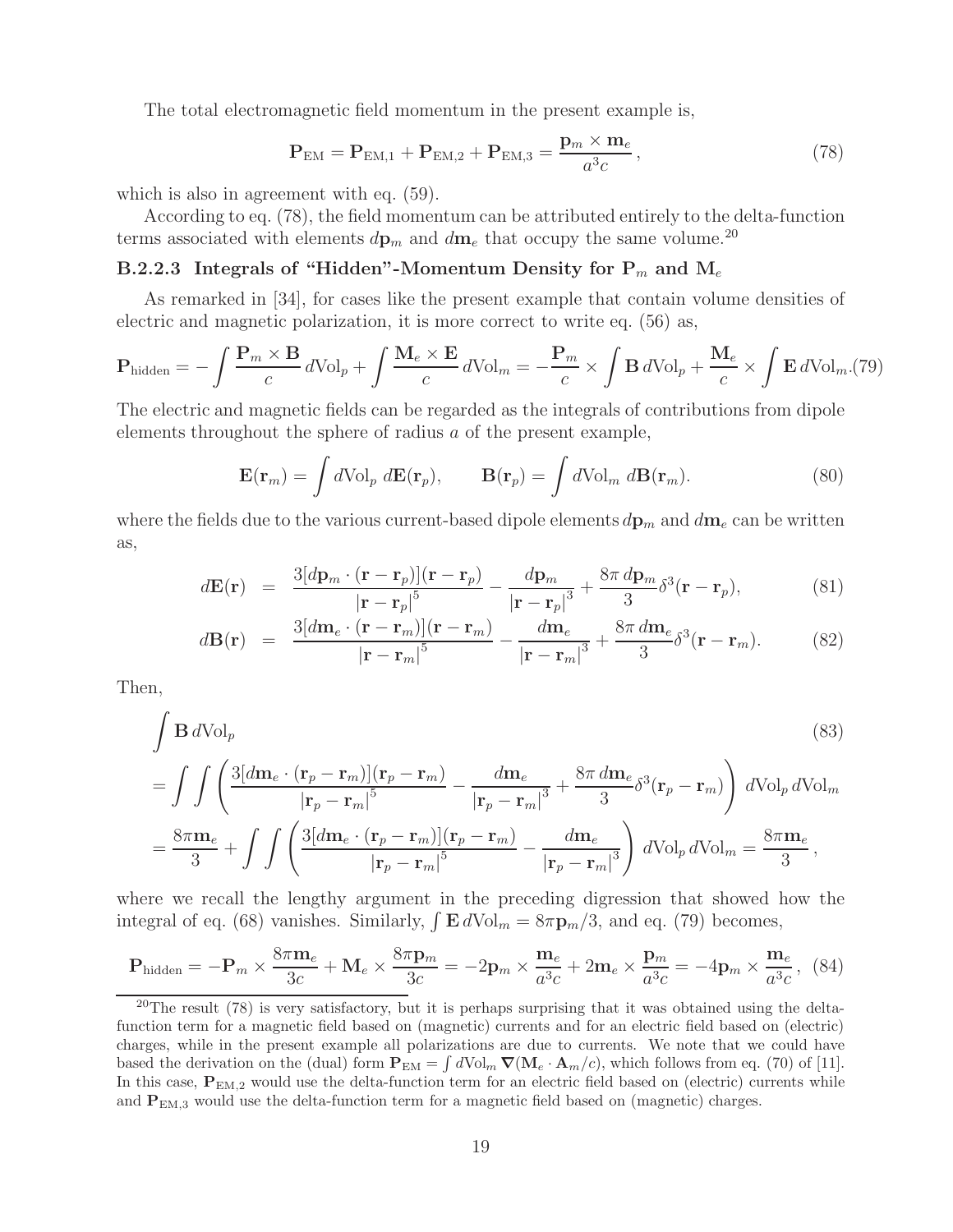The total electromagnetic field momentum in the present example is,

$$
\mathbf{P}_{\rm EM} = \mathbf{P}_{\rm EM,1} + \mathbf{P}_{\rm EM,2} + \mathbf{P}_{\rm EM,3} = \frac{\mathbf{p}_m \times \mathbf{m}_e}{a^3 c}\,, \tag{78}
$$

which is also in agreement with eq. (59).

According to eq. (78), the field momentum can be attributed entirely to the delta-function terms associated with elements $d\mathbf{p}_m$ and $d\mathbf{m}_e$ that occupy the same volume.[20]

#### B.2.2.3 Integrals of "Hidden"-Momentum Density for $\mathbf{P}_m$ and $\mathbf{M}_e$

As remarked in [34], for cases like the present example that contain volume densities of electric and magnetic polarization, it is more correct to write eq. (56) as,

$$
\mathbf{P}_{\rm hidden} = -\int \frac{\mathbf{P}_m \times \mathbf{B}}{c}\, d{\rm Vol}_p + \int \frac{\mathbf{M}_e \times \mathbf{E}}{c}\, d{\rm Vol}_m = -\frac{\mathbf{P}_m}{c} \times \int \mathbf{B}\, d{\rm Vol}_p + \frac{\mathbf{M}_e}{c} \times \int \mathbf{E}\, d{\rm Vol}_m. \tag{79}
$$

The electric and magnetic fields can be regarded as the integrals of contributions from dipole elements throughout the sphere of radius $a$ of the present example,

$$
\mathbf{E}(\mathbf{r}_m) = \int d{\rm Vol}_p\ d\mathbf{E}(\mathbf{r}_p), \qquad \mathbf{B}(\mathbf{r}_p) = \int d{\rm Vol}_m\ d\mathbf{B}(\mathbf{r}_m). \tag{80}
$$

where the fields due to the various current-based dipole elements $d\mathbf{p}_m$ and $d\mathbf{m}_e$ can be written as,

$$
d\mathbf{E}(\mathbf{r}) = \frac{3[d\mathbf{p}_m \cdot (\mathbf{r} - \mathbf{r}_p)](\mathbf{r} - \mathbf{r}_p)}{\left|\mathbf{r} - \mathbf{r}_p\right|^5} - \frac{d\mathbf{p}_m}{\left|\mathbf{r} - \mathbf{r}_p\right|^3} + \frac{8\pi\, d\mathbf{p}_m}{3}\delta^3(\mathbf{r} - \mathbf{r}_p), \tag{81}
$$

$$
d\mathbf{B}(\mathbf{r}) = \frac{3[d\mathbf{m}_e \cdot (\mathbf{r} - \mathbf{r}_m)](\mathbf{r} - \mathbf{r}_m)}{\left|\mathbf{r} - \mathbf{r}_m\right|^5} - \frac{d\mathbf{m}_e}{\left|\mathbf{r} - \mathbf{r}_m\right|^3} + \frac{8\pi\, d\mathbf{m}_e}{3}\delta^3(\mathbf{r} - \mathbf{r}_m). \tag{82}
$$

Then,

$$
\begin{aligned}
&\int \mathbf{B}\, d{\rm Vol}_p \qquad (83)\\
&= \int\int \left( \frac{3[d\mathbf{m}_e \cdot (\mathbf{r}_p - \mathbf{r}_m)](\mathbf{r}_p - \mathbf{r}_m)}{\left|\mathbf{r}_p - \mathbf{r}_m\right|^5} - \frac{d\mathbf{m}_e}{\left|\mathbf{r}_p - \mathbf{r}_m\right|^3} + \frac{8\pi\, d\mathbf{m}_e}{3}\delta^3(\mathbf{r}_p - \mathbf{r}_m) \right) d{\rm Vol}_p\, d{\rm Vol}_m \\
&= \frac{8\pi \mathbf{m}_e}{3} + \int\int \left( \frac{3[d\mathbf{m}_e \cdot (\mathbf{r}_p - \mathbf{r}_m)](\mathbf{r}_p - \mathbf{r}_m)}{\left|\mathbf{r}_p - \mathbf{r}_m\right|^5} - \frac{d\mathbf{m}_e}{\left|\mathbf{r}_p - \mathbf{r}_m\right|^3} \right) d{\rm Vol}_p\, d{\rm Vol}_m = \frac{8\pi \mathbf{m}_e}{3}\,,
\end{aligned}
$$

where we recall the lengthy argument in the preceding digression that showed how the integral of eq. (68) vanishes. Similarly, $\int \mathbf{E}\, d{\rm Vol}_m = 8\pi \mathbf{p}_m/3$, and eq. (79) becomes,

$$
\mathbf{P}_{\rm hidden} = -\mathbf{P}_m \times \frac{8\pi \mathbf{m}_e}{3c} + \mathbf{M}_e \times \frac{8\pi \mathbf{p}_m}{3c} = -2\mathbf{p}_m \times \frac{\mathbf{m}_e}{a^3 c} + 2\mathbf{m}_e \times \frac{\mathbf{p}_m}{a^3 c} = -4\mathbf{p}_m \times \frac{\mathbf{m}_e}{a^3 c}\,, \tag{84}
$$

[20] The result (78) is very satisfactory, but it is perhaps surprising that it was obtained using the delta-function term for a magnetic field based on (magnetic) currents and for an electric field based on (electric) charges, while in the present example all polarizations are due to currents. We note that we could have based the derivation on the (dual) form $\mathbf{P}_{\rm EM} = \int d{\rm Vol}_m\, \boldsymbol{\nabla}(\mathbf{M}_e \cdot \mathbf{A}_m/c)$, which follows from eq. (70) of [11]. In this case, $\mathbf{P}_{\rm EM,2}$ would use the delta-function term for an electric field based on (electric) currents while and $\mathbf{P}_{\rm EM,3}$ would use the delta-function term for a magnetic field based on (magnetic) charges.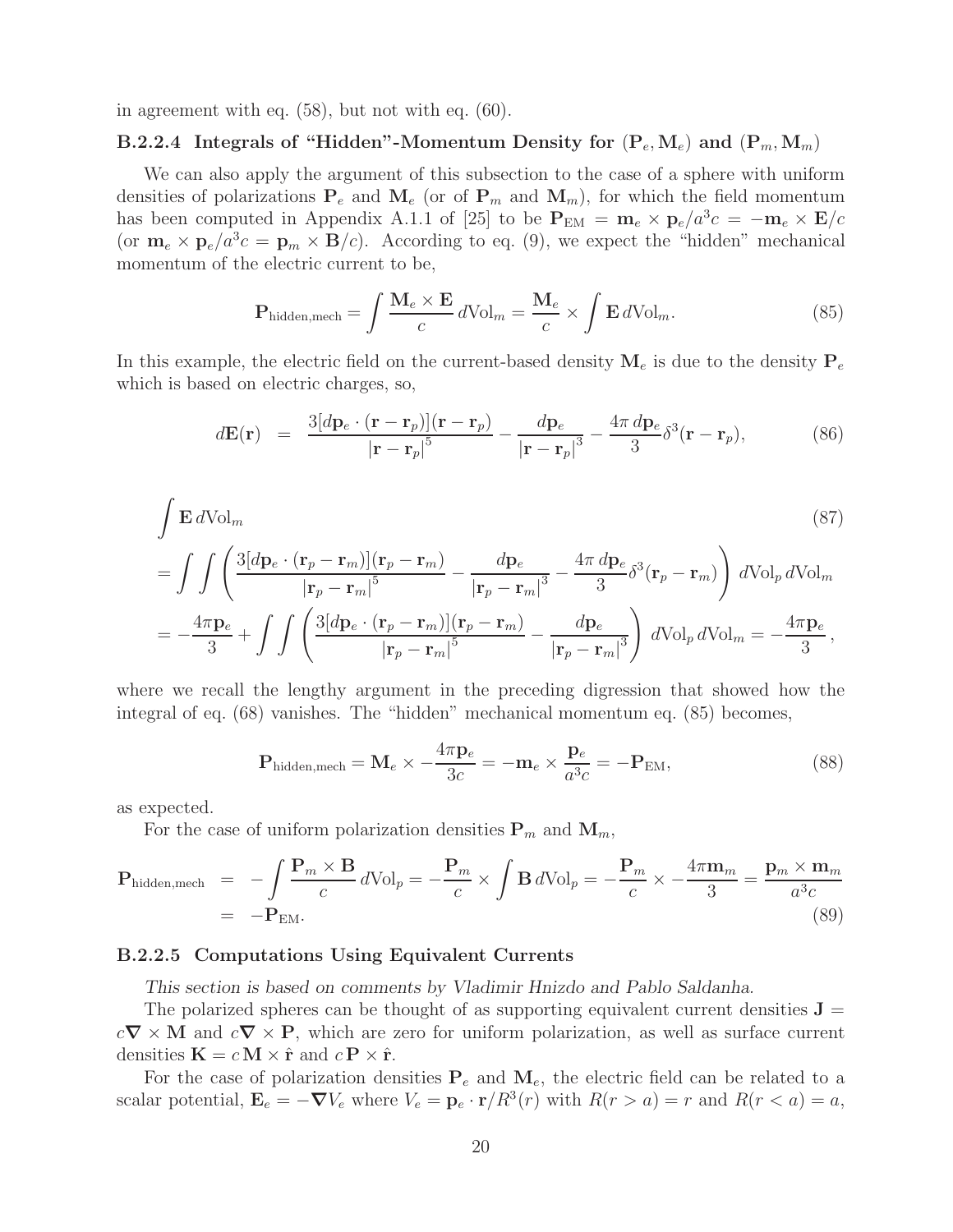in agreement with eq. (58), but not with eq. (60).

#### B.2.2.4 Integrals of "Hidden"-Momentum Density for $(\mathbf{P}_e, \mathbf{M}_e)$ and $(\mathbf{P}_m, \mathbf{M}_m)$

We can also apply the argument of this subsection to the case of a sphere with uniform densities of polarizations $\mathbf{P}_e$ and $\mathbf{M}_e$ (or of $\mathbf{P}_m$ and $\mathbf{M}_m$), for which the field momentum has been computed in Appendix A.1.1 of [25] to be $\mathbf{P}_{\rm EM} = \mathbf{m}_e \times \mathbf{p}_e/a^3c = -\mathbf{m}_e \times \mathbf{E}/c$ (or $\mathbf{m}_e \times \mathbf{p}_e/a^3c = \mathbf{p}_m \times \mathbf{B}/c$). According to eq. (9), we expect the "hidden" mechanical momentum of the electric current to be,

$$\mathbf{P}_{\rm hidden,mech} = \int \frac{\mathbf{M}_e \times \mathbf{E}}{c}\, d{\rm Vol}_m = \frac{\mathbf{M}_e}{c} \times \int \mathbf{E}\, d{\rm Vol}_m. \tag{85}$$

In this example, the electric field on the current-based density $\mathbf{M}_e$ is due to the density $\mathbf{P}_e$ which is based on electric charges, so,

$$d\mathbf{E}(\mathbf{r}) \;=\; \frac{3[d\mathbf{p}_e \cdot (\mathbf{r} - \mathbf{r}_p)](\mathbf{r} - \mathbf{r}_p)}{|\mathbf{r} - \mathbf{r}_p|^5} - \frac{d\mathbf{p}_e}{|\mathbf{r} - \mathbf{r}_p|^3} - \frac{4\pi\, d\mathbf{p}_e}{3}\delta^3(\mathbf{r} - \mathbf{r}_p), \tag{86}$$

$$\begin{aligned}
&\int \mathbf{E}\, d{\rm Vol}_m \qquad\qquad\qquad\qquad\qquad\qquad\qquad\qquad\qquad\qquad\qquad\qquad\qquad\qquad (87)\\
&= \int\int \left( \frac{3[d\mathbf{p}_e \cdot (\mathbf{r}_p - \mathbf{r}_m)](\mathbf{r}_p - \mathbf{r}_m)}{|\mathbf{r}_p - \mathbf{r}_m|^5} - \frac{d\mathbf{p}_e}{|\mathbf{r}_p - \mathbf{r}_m|^3} - \frac{4\pi\, d\mathbf{p}_e}{3}\delta^3(\mathbf{r}_p - \mathbf{r}_m) \right) d{\rm Vol}_p\, d{\rm Vol}_m \\
&= -\frac{4\pi \mathbf{p}_e}{3} + \int\int \left( \frac{3[d\mathbf{p}_e \cdot (\mathbf{r}_p - \mathbf{r}_m)](\mathbf{r}_p - \mathbf{r}_m)}{|\mathbf{r}_p - \mathbf{r}_m|^5} - \frac{d\mathbf{p}_e}{|\mathbf{r}_p - \mathbf{r}_m|^3} \right) d{\rm Vol}_p\, d{\rm Vol}_m = -\frac{4\pi \mathbf{p}_e}{3},
\end{aligned}$$

where we recall the lengthy argument in the preceding digression that showed how the integral of eq. (68) vanishes. The "hidden" mechanical momentum eq. (85) becomes,

$$\mathbf{P}_{\rm hidden,mech} = \mathbf{M}_e \times -\frac{4\pi \mathbf{p}_e}{3c} = -\mathbf{m}_e \times \frac{\mathbf{p}_e}{a^3c} = -\mathbf{P}_{\rm EM}, \tag{88}$$

as expected.

For the case of uniform polarization densities $\mathbf{P}_m$ and $\mathbf{M}_m$,

$$\begin{aligned}
\mathbf{P}_{\rm hidden,mech} &= -\int \frac{\mathbf{P}_m \times \mathbf{B}}{c}\, d{\rm Vol}_p = -\frac{\mathbf{P}_m}{c} \times \int \mathbf{B}\, d{\rm Vol}_p = -\frac{\mathbf{P}_m}{c} \times -\frac{4\pi \mathbf{m}_m}{3} = \frac{\mathbf{p}_m \times \mathbf{m}_m}{a^3c} \\
&= -\mathbf{P}_{\rm EM}.
\end{aligned} \tag{89}$$

#### B.2.2.5 Computations Using Equivalent Currents

*This section is based on comments by Vladimir Hnizdo and Pablo Saldanha.*

The polarized spheres can be thought of as supporting equivalent current densities $\mathbf{J} = c\boldsymbol{\nabla} \times \mathbf{M}$ and $c\boldsymbol{\nabla} \times \mathbf{P}$, which are zero for uniform polarization, as well as surface current densities $\mathbf{K} = c\,\mathbf{M} \times \hat{\mathbf{r}}$ and $c\,\mathbf{P} \times \hat{\mathbf{r}}$.

For the case of polarization densities $\mathbf{P}_e$ and $\mathbf{M}_e$, the electric field can be related to a scalar potential, $\mathbf{E}_e = -\boldsymbol{\nabla} V_e$ where $V_e = \mathbf{p}_e \cdot \mathbf{r}/R^3(r)$ with $R(r > a) = r$ and $R(r < a) = a$,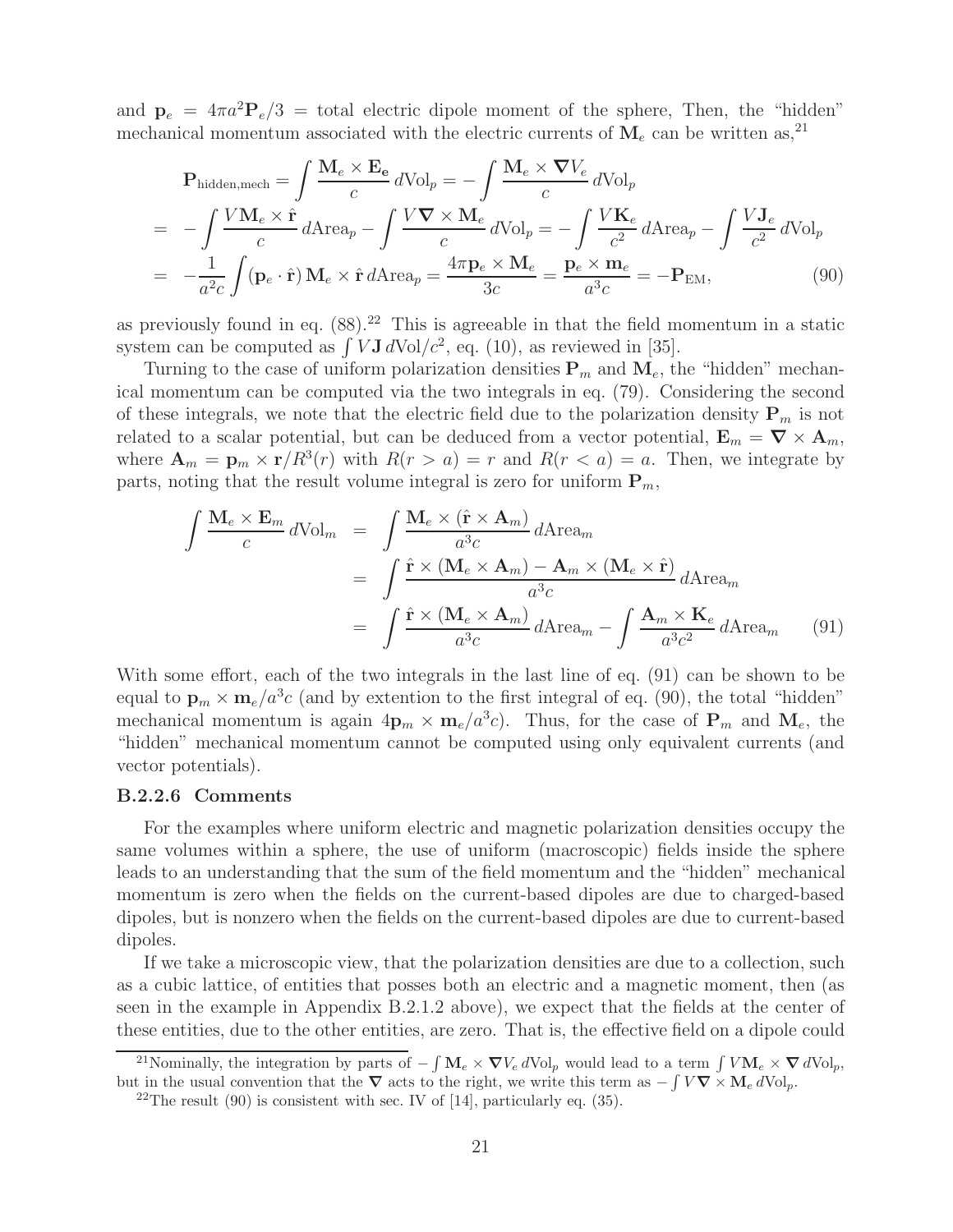and $\mathbf{p}_e = 4\pi a^2 \mathbf{P}_e/3$ = total electric dipole moment of the sphere, Then, the "hidden" mechanical momentum associated with the electric currents of $\mathbf{M}_e$ can be written as,[21]

$$
\begin{aligned}
\mathbf{P}_{\rm hidden,mech} &= \int \frac{\mathbf{M}_e \times \mathbf{E_e}}{c}\, d\mathrm{Vol}_p = -\int \frac{\mathbf{M}_e \times \boldsymbol{\nabla} V_e}{c}\, d\mathrm{Vol}_p \\
&= -\int \frac{V \mathbf{M}_e \times \hat{\mathbf{r}}}{c}\, d\mathrm{Area}_p - \int \frac{V \boldsymbol{\nabla} \times \mathbf{M}_e}{c}\, d\mathrm{Vol}_p = -\int \frac{V \mathbf{K}_e}{c^2}\, d\mathrm{Area}_p - \int \frac{V \mathbf{J}_e}{c^2}\, d\mathrm{Vol}_p \\
&= -\frac{1}{a^2 c}\int (\mathbf{p}_e \cdot \hat{\mathbf{r}})\, \mathbf{M}_e \times \hat{\mathbf{r}}\, d\mathrm{Area}_p = \frac{4\pi \mathbf{p}_e \times \mathbf{M}_e}{3c} = \frac{\mathbf{p}_e \times \mathbf{m}_e}{a^3 c} = -\mathbf{P}_{\rm EM},
\end{aligned}
\tag{90}
$$

as previously found in eq. (88).[22] This is agreeable in that the field momentum in a static system can be computed as $\int V \mathbf{J}\, d\mathrm{Vol}/c^2$, eq. (10), as reviewed in [35].

Turning to the case of uniform polarization densities $\mathbf{P}_m$ and $\mathbf{M}_e$, the "hidden" mechanical momentum can be computed via the two integrals in eq. (79). Considering the second of these integrals, we note that the electric field due to the polarization density $\mathbf{P}_m$ is not related to a scalar potential, but can be deduced from a vector potential, $\mathbf{E}_m = \boldsymbol{\nabla} \times \mathbf{A}_m$, where $\mathbf{A}_m = \mathbf{p}_m \times \mathbf{r}/R^3(r)$ with $R(r > a) = r$ and $R(r < a) = a$. Then, we integrate by parts, noting that the result volume integral is zero for uniform $\mathbf{P}_m$,

$$
\begin{aligned}
\int \frac{\mathbf{M}_e \times \mathbf{E}_m}{c}\, d\mathrm{Vol}_m &= \int \frac{\mathbf{M}_e \times (\hat{\mathbf{r}} \times \mathbf{A}_m)}{a^3 c}\, d\mathrm{Area}_m \\
&= \int \frac{\hat{\mathbf{r}} \times (\mathbf{M}_e \times \mathbf{A}_m) - \mathbf{A}_m \times (\mathbf{M}_e \times \hat{\mathbf{r}})}{a^3 c}\, d\mathrm{Area}_m \\
&= \int \frac{\hat{\mathbf{r}} \times (\mathbf{M}_e \times \mathbf{A}_m)}{a^3 c}\, d\mathrm{Area}_m - \int \frac{\mathbf{A}_m \times \mathbf{K}_e}{a^3 c^2}\, d\mathrm{Area}_m
\end{aligned}
\tag{91}
$$

With some effort, each of the two integrals in the last line of eq. (91) can be shown to be equal to $\mathbf{p}_m \times \mathbf{m}_e/a^3 c$ (and by extention to the first integral of eq. (90), the total "hidden" mechanical momentum is again $4\mathbf{p}_m \times \mathbf{m}_e/a^3 c$). Thus, for the case of $\mathbf{P}_m$ and $\mathbf{M}_e$, the "hidden" mechanical momentum cannot be computed using only equivalent currents (and vector potentials).

#### B.2.2.6 Comments

For the examples where uniform electric and magnetic polarization densities occupy the same volumes within a sphere, the use of uniform (macroscopic) fields inside the sphere leads to an understanding that the sum of the field momentum and the "hidden" mechanical momentum is zero when the fields on the current-based dipoles are due to charged-based dipoles, but is nonzero when the fields on the current-based dipoles are due to current-based dipoles.

If we take a microscopic view, that the polarization densities are due to a collection, such as a cubic lattice, of entities that posses both an electric and a magnetic moment, then (as seen in the example in Appendix B.2.1.2 above), we expect that the fields at the center of these entities, due to the other entities, are zero. That is, the effective field on a dipole could

[21] Nominally, the integration by parts of $-\int \mathbf{M}_e \times \boldsymbol{\nabla} V_e\, d\mathrm{Vol}_p$ would lead to a term $\int V \mathbf{M}_e \times \boldsymbol{\nabla}\, d\mathrm{Vol}_p$, but in the usual convention that the $\boldsymbol{\nabla}$ acts to the right, we write this term as $-\int V \boldsymbol{\nabla} \times \mathbf{M}_e\, d\mathrm{Vol}_p$.

[22] The result (90) is consistent with sec. IV of [14], particularly eq. (35).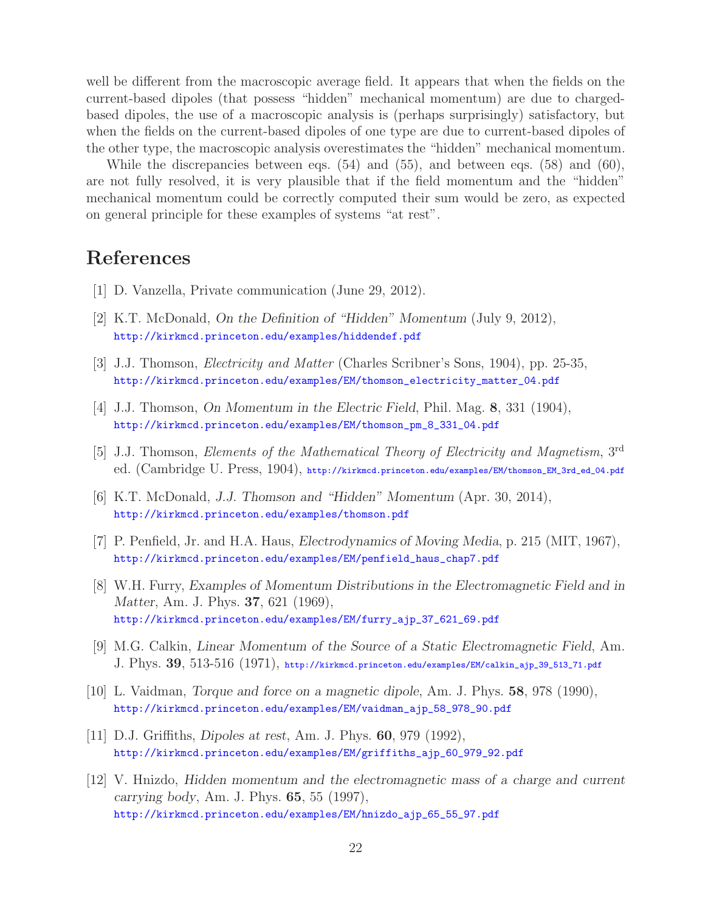well be different from the macroscopic average field. It appears that when the fields on the current-based dipoles (that possess "hidden" mechanical momentum) are due to charged-based dipoles, the use of a macroscopic analysis is (perhaps surprisingly) satisfactory, but when the fields on the current-based dipoles of one type are due to current-based dipoles of the other type, the macroscopic analysis overestimates the "hidden" mechanical momentum.

While the discrepancies between eqs. (54) and (55), and between eqs. (58) and (60), are not fully resolved, it is very plausible that if the field momentum and the "hidden" mechanical momentum could be correctly computed their sum would be zero, as expected on general principle for these examples of systems "at rest".

# References

[1] D. Vanzella, Private communication (June 29, 2012).

[2] K.T. McDonald, *On the Definition of "Hidden" Momentum* (July 9, 2012), http://kirkmcd.princeton.edu/examples/hiddendef.pdf

[3] J.J. Thomson, *Electricity and Matter* (Charles Scribner's Sons, 1904), pp. 25-35, http://kirkmcd.princeton.edu/examples/EM/thomson_electricity_matter_04.pdf

[4] J.J. Thomson, *On Momentum in the Electric Field*, Phil. Mag. **8**, 331 (1904), http://kirkmcd.princeton.edu/examples/EM/thomson_pm_8_331_04.pdf

[5] J.J. Thomson, *Elements of the Mathematical Theory of Electricity and Magnetism*, 3rd ed. (Cambridge U. Press, 1904), http://kirkmcd.princeton.edu/examples/EM/thomson_EM_3rd_ed_04.pdf

[6] K.T. McDonald, *J.J. Thomson and "Hidden" Momentum* (Apr. 30, 2014), http://kirkmcd.princeton.edu/examples/thomson.pdf

[7] P. Penfield, Jr. and H.A. Haus, *Electrodynamics of Moving Media*, p. 215 (MIT, 1967), http://kirkmcd.princeton.edu/examples/EM/penfield_haus_chap7.pdf

[8] W.H. Furry, *Examples of Momentum Distributions in the Electromagnetic Field and in Matter*, Am. J. Phys. **37**, 621 (1969), http://kirkmcd.princeton.edu/examples/EM/furry_ajp_37_621_69.pdf

[9] M.G. Calkin, *Linear Momentum of the Source of a Static Electromagnetic Field*, Am. J. Phys. **39**, 513-516 (1971), http://kirkmcd.princeton.edu/examples/EM/calkin_ajp_39_513_71.pdf

[10] L. Vaidman, *Torque and force on a magnetic dipole*, Am. J. Phys. **58**, 978 (1990), http://kirkmcd.princeton.edu/examples/EM/vaidman_ajp_58_978_90.pdf

[11] D.J. Griffiths, *Dipoles at rest*, Am. J. Phys. **60**, 979 (1992), http://kirkmcd.princeton.edu/examples/EM/griffiths_ajp_60_979_92.pdf

[12] V. Hnizdo, *Hidden momentum and the electromagnetic mass of a charge and current carrying body*, Am. J. Phys. **65**, 55 (1997), http://kirkmcd.princeton.edu/examples/EM/hnizdo_ajp_65_55_97.pdf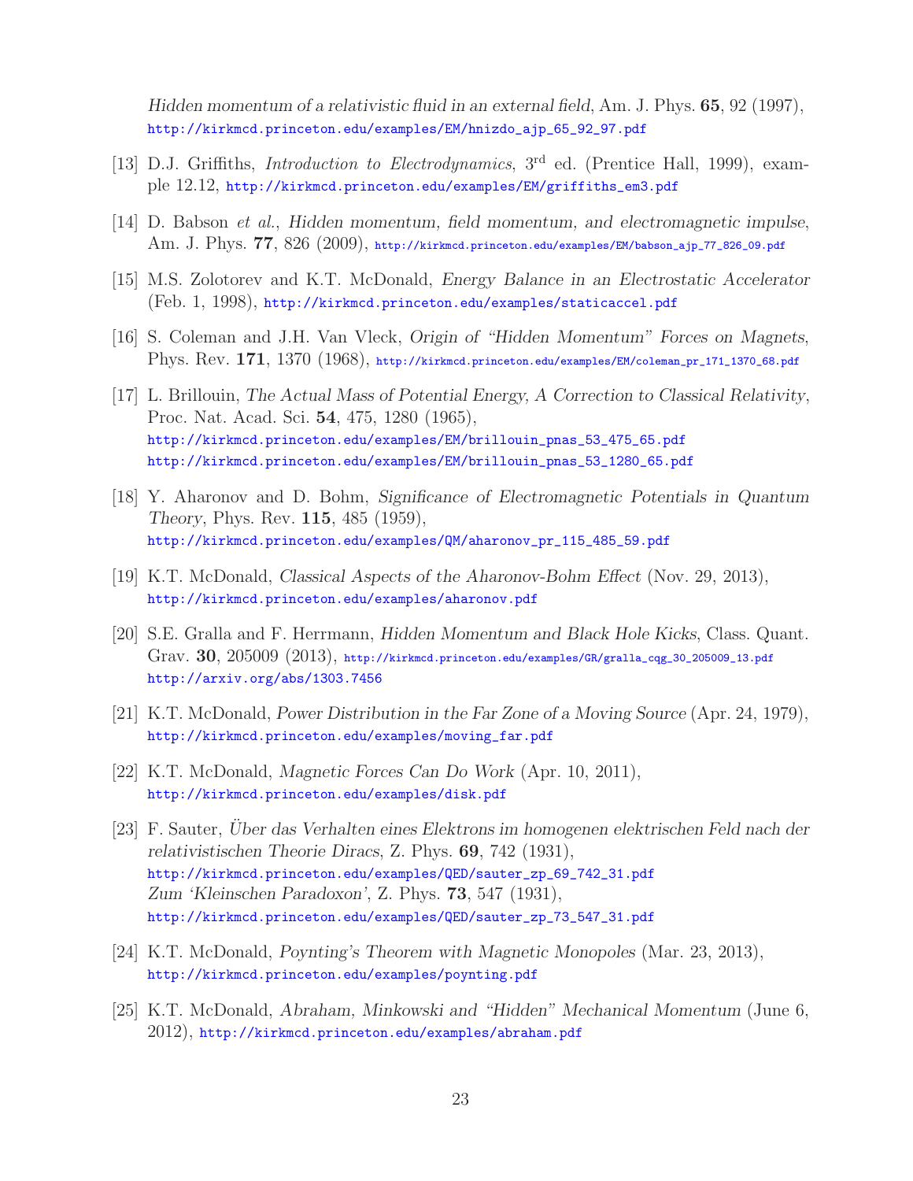*Hidden momentum of a relativistic fluid in an external field*, Am. J. Phys. **65**, 92 (1997), http://kirkmcd.princeton.edu/examples/EM/hnizdo_ajp_65_92_97.pdf

[13] D.J. Griffiths, *Introduction to Electrodynamics*, 3rd ed. (Prentice Hall, 1999), example 12.12, http://kirkmcd.princeton.edu/examples/EM/griffiths_em3.pdf

[14] D. Babson *et al.*, *Hidden momentum, field momentum, and electromagnetic impulse*, Am. J. Phys. **77**, 826 (2009), http://kirkmcd.princeton.edu/examples/EM/babson_ajp_77_826_09.pdf

[15] M.S. Zolotorev and K.T. McDonald, *Energy Balance in an Electrostatic Accelerator* (Feb. 1, 1998), http://kirkmcd.princeton.edu/examples/staticaccel.pdf

[16] S. Coleman and J.H. Van Vleck, *Origin of "Hidden Momentum" Forces on Magnets*, Phys. Rev. **171**, 1370 (1968), http://kirkmcd.princeton.edu/examples/EM/coleman_pr_171_1370_68.pdf

[17] L. Brillouin, *The Actual Mass of Potential Energy, A Correction to Classical Relativity*, Proc. Nat. Acad. Sci. **54**, 475, 1280 (1965),
http://kirkmcd.princeton.edu/examples/EM/brillouin_pnas_53_475_65.pdf
http://kirkmcd.princeton.edu/examples/EM/brillouin_pnas_53_1280_65.pdf

[18] Y. Aharonov and D. Bohm, *Significance of Electromagnetic Potentials in Quantum Theory*, Phys. Rev. **115**, 485 (1959),
http://kirkmcd.princeton.edu/examples/QM/aharonov_pr_115_485_59.pdf

[19] K.T. McDonald, *Classical Aspects of the Aharonov-Bohm Effect* (Nov. 29, 2013), http://kirkmcd.princeton.edu/examples/aharonov.pdf

[20] S.E. Gralla and F. Herrmann, *Hidden Momentum and Black Hole Kicks*, Class. Quant. Grav. **30**, 205009 (2013), http://kirkmcd.princeton.edu/examples/GR/gralla_cqg_30_205009_13.pdf
http://arxiv.org/abs/1303.7456

[21] K.T. McDonald, *Power Distribution in the Far Zone of a Moving Source* (Apr. 24, 1979), http://kirkmcd.princeton.edu/examples/moving_far.pdf

[22] K.T. McDonald, *Magnetic Forces Can Do Work* (Apr. 10, 2011), http://kirkmcd.princeton.edu/examples/disk.pdf

[23] F. Sauter, *Über das Verhalten eines Elektrons im homogenen elektrischen Feld nach der relativistischen Theorie Diracs*, Z. Phys. **69**, 742 (1931),
http://kirkmcd.princeton.edu/examples/QED/sauter_zp_69_742_31.pdf
*Zum 'Kleinschen Paradoxon'*, Z. Phys. **73**, 547 (1931),
http://kirkmcd.princeton.edu/examples/QED/sauter_zp_73_547_31.pdf

[24] K.T. McDonald, *Poynting's Theorem with Magnetic Monopoles* (Mar. 23, 2013), http://kirkmcd.princeton.edu/examples/poynting.pdf

[25] K.T. McDonald, *Abraham, Minkowski and "Hidden" Mechanical Momentum* (June 6, 2012), http://kirkmcd.princeton.edu/examples/abraham.pdf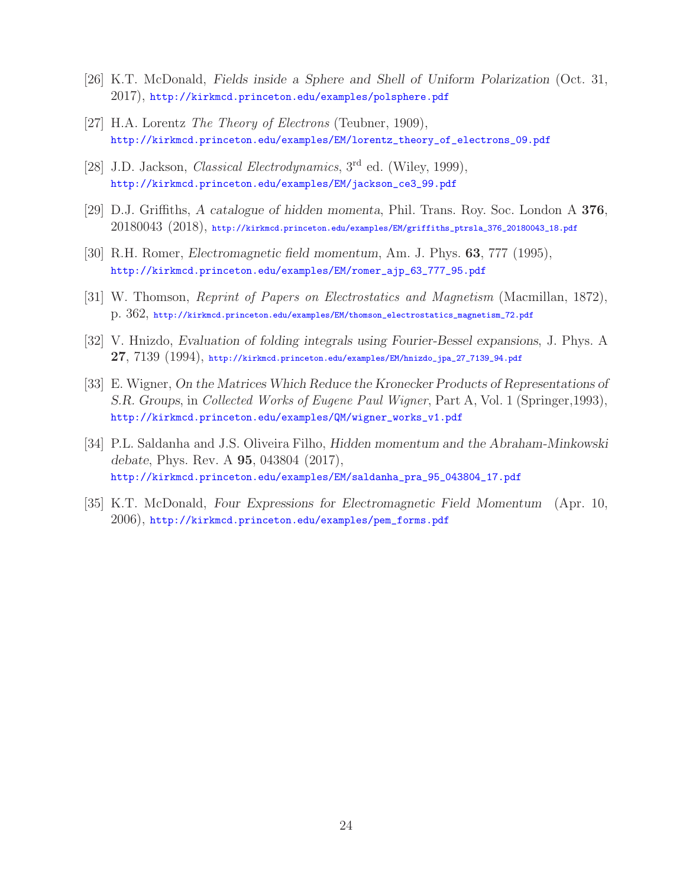[26] K.T. McDonald, *Fields inside a Sphere and Shell of Uniform Polarization* (Oct. 31, 2017), http://kirkmcd.princeton.edu/examples/polsphere.pdf

[27] H.A. Lorentz *The Theory of Electrons* (Teubner, 1909), http://kirkmcd.princeton.edu/examples/EM/lorentz_theory_of_electrons_09.pdf

[28] J.D. Jackson, *Classical Electrodynamics*, 3rd ed. (Wiley, 1999), http://kirkmcd.princeton.edu/examples/EM/jackson_ce3_99.pdf

[29] D.J. Griffiths, *A catalogue of hidden momenta*, Phil. Trans. Roy. Soc. London A **376**, 20180043 (2018), http://kirkmcd.princeton.edu/examples/EM/griffiths_ptrsla_376_20180043_18.pdf

[30] R.H. Romer, *Electromagnetic field momentum*, Am. J. Phys. **63**, 777 (1995), http://kirkmcd.princeton.edu/examples/EM/romer_ajp_63_777_95.pdf

[31] W. Thomson, *Reprint of Papers on Electrostatics and Magnetism* (Macmillan, 1872), p. 362, http://kirkmcd.princeton.edu/examples/EM/thomson_electrostatics_magnetism_72.pdf

[32] V. Hnizdo, *Evaluation of folding integrals using Fourier-Bessel expansions*, J. Phys. A **27**, 7139 (1994), http://kirkmcd.princeton.edu/examples/EM/hnizdo_jpa_27_7139_94.pdf

[33] E. Wigner, *On the Matrices Which Reduce the Kronecker Products of Representations of S.R. Groups*, in *Collected Works of Eugene Paul Wigner*, Part A, Vol. 1 (Springer,1993), http://kirkmcd.princeton.edu/examples/QM/wigner_works_v1.pdf

[34] P.L. Saldanha and J.S. Oliveira Filho, *Hidden momentum and the Abraham-Minkowski debate*, Phys. Rev. A **95**, 043804 (2017), http://kirkmcd.princeton.edu/examples/EM/saldanha_pra_95_043804_17.pdf

[35] K.T. McDonald, *Four Expressions for Electromagnetic Field Momentum* (Apr. 10, 2006), http://kirkmcd.princeton.edu/examples/pem_forms.pdf